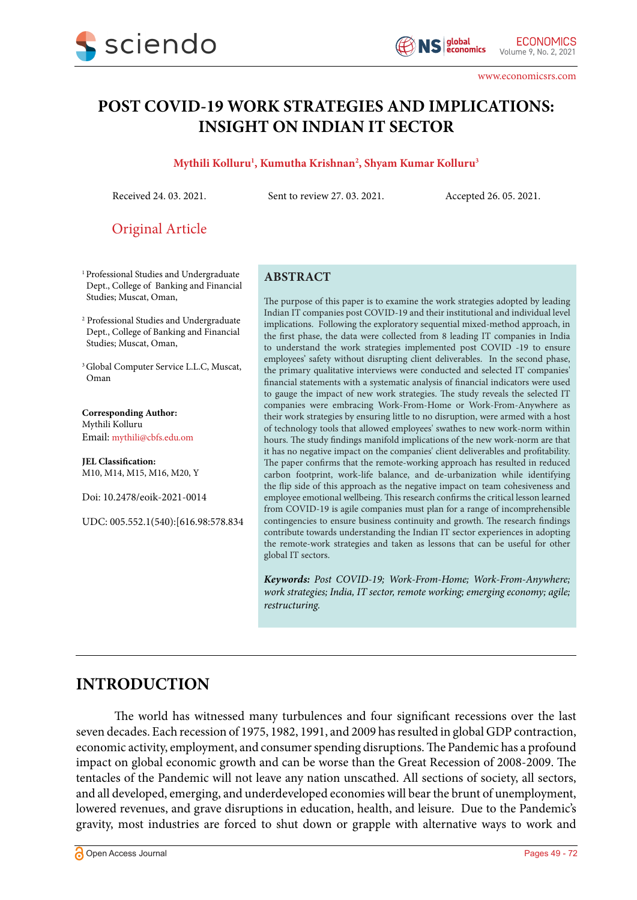# POST COVID-19 WORK STRATEGIES AND IMPLICATIONS: INSIGHT ON INDIAN IT SECTOR

**Mythili Kolluru[1], Kumutha Krishnan[2], Shyam Kumar Kolluru[3]**

Received 24. 03. 2021. Sent to review 27. 03. 2021. Accepted 26. 05. 2021.

Original Article

[1] Professional Studies and Undergraduate Dept., College of Banking and Financial Studies; Muscat, Oman,

[2] Professional Studies and Undergraduate Dept., College of Banking and Financial Studies; Muscat, Oman,

[3] Global Computer Service L.L.C, Muscat, Oman

**Corresponding Author:**
Mythili Kolluru
Email: mythili@cbfs.edu.om

**JEL Classification:**
M10, M14, M15, M16, M20, Y

Doi: 10.2478/eoik-2021-0014

UDC: 005.552.1(540):[616.98:578.834

## ABSTRACT

The purpose of this paper is to examine the work strategies adopted by leading Indian IT companies post COVID-19 and their institutional and individual level implications. Following the exploratory sequential mixed-method approach, in the first phase, the data were collected from 8 leading IT companies in India to understand the work strategies implemented post COVID -19 to ensure employees' safety without disrupting client deliverables. In the second phase, the primary qualitative interviews were conducted and selected IT companies' financial statements with a systematic analysis of financial indicators were used to gauge the impact of new work strategies. The study reveals the selected IT companies were embracing Work-From-Home or Work-From-Anywhere as their work strategies by ensuring little to no disruption, were armed with a host of technology tools that allowed employees' swathes to new work-norm within hours. The study findings manifold implications of the new work-norm are that it has no negative impact on the companies' client deliverables and profitability. The paper confirms that the remote-working approach has resulted in reduced carbon footprint, work-life balance, and de-urbanization while identifying the flip side of this approach as the negative impact on team cohesiveness and employee emotional wellbeing. This research confirms the critical lesson learned from COVID-19 is agile companies must plan for a range of incomprehensible contingencies to ensure business continuity and growth. The research findings contribute towards understanding the Indian IT sector experiences in adopting the remote-work strategies and taken as lessons that can be useful for other global IT sectors.

***Keywords:*** *Post COVID-19; Work-From-Home; Work-From-Anywhere; work strategies; India, IT sector, remote working; emerging economy; agile; restructuring.*

## INTRODUCTION

The world has witnessed many turbulences and four significant recessions over the last seven decades. Each recession of 1975, 1982, 1991, and 2009 has resulted in global GDP contraction, economic activity, employment, and consumer spending disruptions. The Pandemic has a profound impact on global economic growth and can be worse than the Great Recession of 2008-2009. The tentacles of the Pandemic will not leave any nation unscathed. All sections of society, all sectors, and all developed, emerging, and underdeveloped economies will bear the brunt of unemployment, lowered revenues, and grave disruptions in education, health, and leisure. Due to the Pandemic's gravity, most industries are forced to shut down or grapple with alternative ways to work and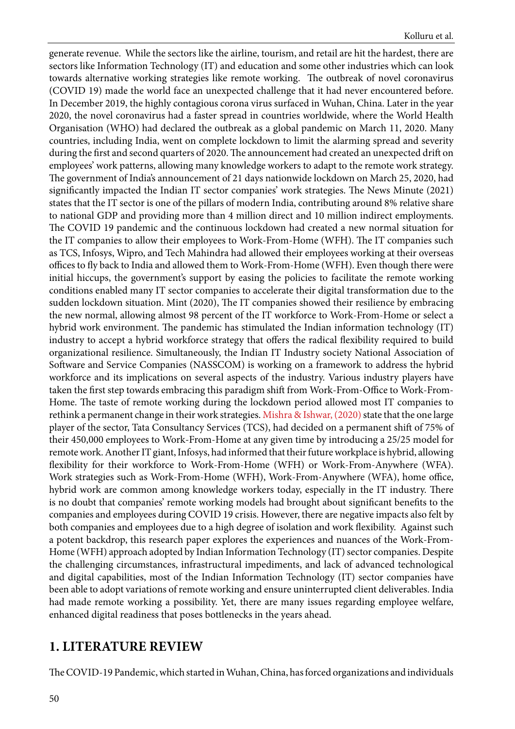generate revenue. While the sectors like the airline, tourism, and retail are hit the hardest, there are sectors like Information Technology (IT) and education and some other industries which can look towards alternative working strategies like remote working. The outbreak of novel coronavirus (COVID 19) made the world face an unexpected challenge that it had never encountered before. In December 2019, the highly contagious corona virus surfaced in Wuhan, China. Later in the year 2020, the novel coronavirus had a faster spread in countries worldwide, where the World Health Organisation (WHO) had declared the outbreak as a global pandemic on March 11, 2020. Many countries, including India, went on complete lockdown to limit the alarming spread and severity during the first and second quarters of 2020. The announcement had created an unexpected drift on employees' work patterns, allowing many knowledge workers to adapt to the remote work strategy. The government of India's announcement of 21 days nationwide lockdown on March 25, 2020, had significantly impacted the Indian IT sector companies' work strategies. The News Minute (2021) states that the IT sector is one of the pillars of modern India, contributing around 8% relative share to national GDP and providing more than 4 million direct and 10 million indirect employments. The COVID 19 pandemic and the continuous lockdown had created a new normal situation for the IT companies to allow their employees to Work-From-Home (WFH). The IT companies such as TCS, Infosys, Wipro, and Tech Mahindra had allowed their employees working at their overseas offices to fly back to India and allowed them to Work-From-Home (WFH). Even though there were initial hiccups, the government's support by easing the policies to facilitate the remote working conditions enabled many IT sector companies to accelerate their digital transformation due to the sudden lockdown situation. Mint (2020), The IT companies showed their resilience by embracing the new normal, allowing almost 98 percent of the IT workforce to Work-From-Home or select a hybrid work environment. The pandemic has stimulated the Indian information technology (IT) industry to accept a hybrid workforce strategy that offers the radical flexibility required to build organizational resilience. Simultaneously, the Indian IT Industry society National Association of Software and Service Companies (NASSCOM) is working on a framework to address the hybrid workforce and its implications on several aspects of the industry. Various industry players have taken the first step towards embracing this paradigm shift from Work-From-Office to Work-From-Home. The taste of remote working during the lockdown period allowed most IT companies to rethink a permanent change in their work strategies. Mishra & Ishwar, (2020) state that the one large player of the sector, Tata Consultancy Services (TCS), had decided on a permanent shift of 75% of their 450,000 employees to Work-From-Home at any given time by introducing a 25/25 model for remote work. Another IT giant, Infosys, had informed that their future workplace is hybrid, allowing flexibility for their workforce to Work-From-Home (WFH) or Work-From-Anywhere (WFA). Work strategies such as Work-From-Home (WFH), Work-From-Anywhere (WFA), home office, hybrid work are common among knowledge workers today, especially in the IT industry. There is no doubt that companies' remote working models had brought about significant benefits to the companies and employees during COVID 19 crisis. However, there are negative impacts also felt by both companies and employees due to a high degree of isolation and work flexibility. Against such a potent backdrop, this research paper explores the experiences and nuances of the Work-From-Home (WFH) approach adopted by Indian Information Technology (IT) sector companies. Despite the challenging circumstances, infrastructural impediments, and lack of advanced technological and digital capabilities, most of the Indian Information Technology (IT) sector companies have been able to adopt variations of remote working and ensure uninterrupted client deliverables. India had made remote working a possibility. Yet, there are many issues regarding employee welfare, enhanced digital readiness that poses bottlenecks in the years ahead.

## 1. LITERATURE REVIEW

The COVID-19 Pandemic, which started in Wuhan, China, has forced organizations and individuals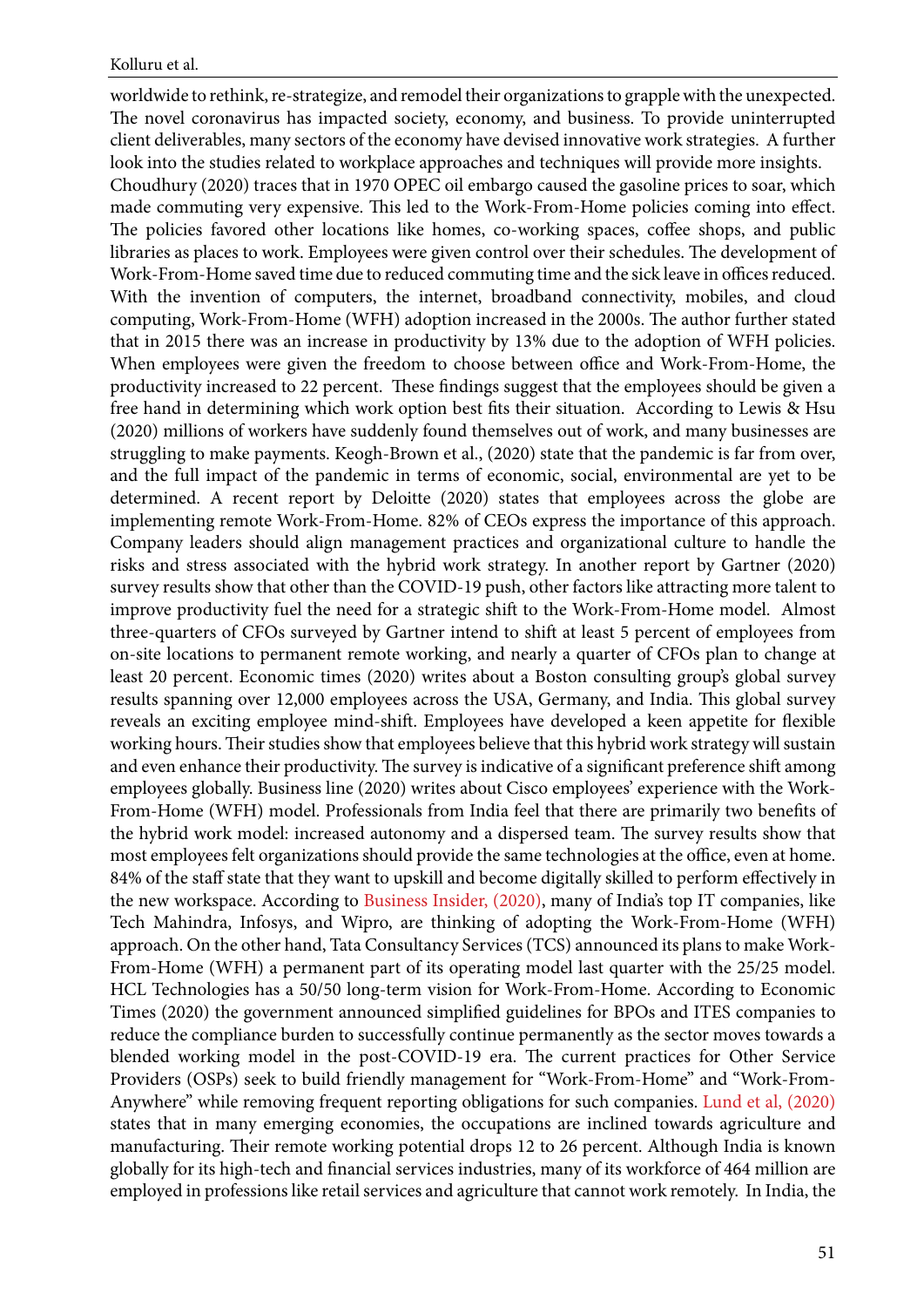worldwide to rethink, re-strategize, and remodel their organizations to grapple with the unexpected. The novel coronavirus has impacted society, economy, and business. To provide uninterrupted client deliverables, many sectors of the economy have devised innovative work strategies. A further look into the studies related to workplace approaches and techniques will provide more insights.

Choudhury (2020) traces that in 1970 OPEC oil embargo caused the gasoline prices to soar, which made commuting very expensive. This led to the Work-From-Home policies coming into effect. The policies favored other locations like homes, co-working spaces, coffee shops, and public libraries as places to work. Employees were given control over their schedules. The development of Work-From-Home saved time due to reduced commuting time and the sick leave in offices reduced. With the invention of computers, the internet, broadband connectivity, mobiles, and cloud computing, Work-From-Home (WFH) adoption increased in the 2000s. The author further stated that in 2015 there was an increase in productivity by 13% due to the adoption of WFH policies. When employees were given the freedom to choose between office and Work-From-Home, the productivity increased to 22 percent. These findings suggest that the employees should be given a free hand in determining which work option best fits their situation. According to Lewis & Hsu (2020) millions of workers have suddenly found themselves out of work, and many businesses are struggling to make payments. Keogh-Brown et al., (2020) state that the pandemic is far from over, and the full impact of the pandemic in terms of economic, social, environmental are yet to be determined. A recent report by Deloitte (2020) states that employees across the globe are implementing remote Work-From-Home. 82% of CEOs express the importance of this approach. Company leaders should align management practices and organizational culture to handle the risks and stress associated with the hybrid work strategy. In another report by Gartner (2020) survey results show that other than the COVID-19 push, other factors like attracting more talent to improve productivity fuel the need for a strategic shift to the Work-From-Home model. Almost three-quarters of CFOs surveyed by Gartner intend to shift at least 5 percent of employees from on-site locations to permanent remote working, and nearly a quarter of CFOs plan to change at least 20 percent. Economic times (2020) writes about a Boston consulting group's global survey results spanning over 12,000 employees across the USA, Germany, and India. This global survey reveals an exciting employee mind-shift. Employees have developed a keen appetite for flexible working hours. Their studies show that employees believe that this hybrid work strategy will sustain and even enhance their productivity. The survey is indicative of a significant preference shift among employees globally. Business line (2020) writes about Cisco employees' experience with the Work-From-Home (WFH) model. Professionals from India feel that there are primarily two benefits of the hybrid work model: increased autonomy and a dispersed team. The survey results show that most employees felt organizations should provide the same technologies at the office, even at home. 84% of the staff state that they want to upskill and become digitally skilled to perform effectively in the new workspace. According to Business Insider, (2020), many of India's top IT companies, like Tech Mahindra, Infosys, and Wipro, are thinking of adopting the Work-From-Home (WFH) approach. On the other hand, Tata Consultancy Services (TCS) announced its plans to make Work-From-Home (WFH) a permanent part of its operating model last quarter with the 25/25 model. HCL Technologies has a 50/50 long-term vision for Work-From-Home. According to Economic Times (2020) the government announced simplified guidelines for BPOs and ITES companies to reduce the compliance burden to successfully continue permanently as the sector moves towards a blended working model in the post-COVID-19 era. The current practices for Other Service Providers (OSPs) seek to build friendly management for "Work-From-Home" and "Work-From-Anywhere" while removing frequent reporting obligations for such companies. Lund et al, (2020) states that in many emerging economies, the occupations are inclined towards agriculture and manufacturing. Their remote working potential drops 12 to 26 percent. Although India is known globally for its high-tech and financial services industries, many of its workforce of 464 million are employed in professions like retail services and agriculture that cannot work remotely. In India, the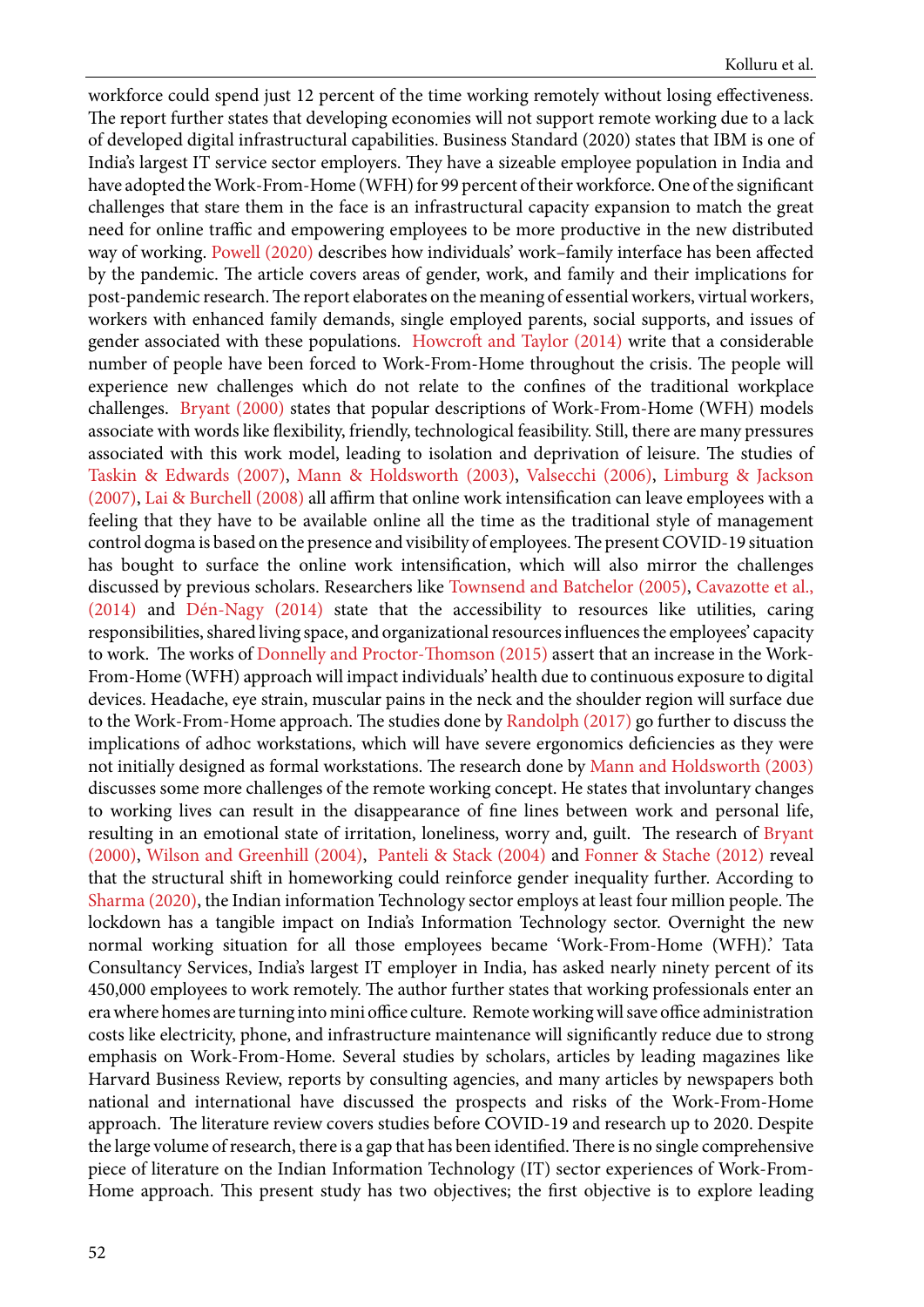workforce could spend just 12 percent of the time working remotely without losing effectiveness. The report further states that developing economies will not support remote working due to a lack of developed digital infrastructural capabilities. Business Standard (2020) states that IBM is one of India's largest IT service sector employers. They have a sizeable employee population in India and have adopted the Work-From-Home (WFH) for 99 percent of their workforce. One of the significant challenges that stare them in the face is an infrastructural capacity expansion to match the great need for online traffic and empowering employees to be more productive in the new distributed way of working. Powell (2020) describes how individuals' work–family interface has been affected by the pandemic. The article covers areas of gender, work, and family and their implications for post-pandemic research. The report elaborates on the meaning of essential workers, virtual workers, workers with enhanced family demands, single employed parents, social supports, and issues of gender associated with these populations. Howcroft and Taylor (2014) write that a considerable number of people have been forced to Work-From-Home throughout the crisis. The people will experience new challenges which do not relate to the confines of the traditional workplace challenges. Bryant (2000) states that popular descriptions of Work-From-Home (WFH) models associate with words like flexibility, friendly, technological feasibility. Still, there are many pressures associated with this work model, leading to isolation and deprivation of leisure. The studies of Taskin & Edwards (2007), Mann & Holdsworth (2003), Valsecchi (2006), Limburg & Jackson (2007), Lai & Burchell (2008) all affirm that online work intensification can leave employees with a feeling that they have to be available online all the time as the traditional style of management control dogma is based on the presence and visibility of employees. The present COVID-19 situation has bought to surface the online work intensification, which will also mirror the challenges discussed by previous scholars. Researchers like Townsend and Batchelor (2005), Cavazotte et al., (2014) and Dén-Nagy (2014) state that the accessibility to resources like utilities, caring responsibilities, shared living space, and organizational resources influences the employees' capacity to work. The works of Donnelly and Proctor-Thomson (2015) assert that an increase in the Work-From-Home (WFH) approach will impact individuals' health due to continuous exposure to digital devices. Headache, eye strain, muscular pains in the neck and the shoulder region will surface due to the Work-From-Home approach. The studies done by Randolph (2017) go further to discuss the implications of adhoc workstations, which will have severe ergonomics deficiencies as they were not initially designed as formal workstations. The research done by Mann and Holdsworth (2003) discusses some more challenges of the remote working concept. He states that involuntary changes to working lives can result in the disappearance of fine lines between work and personal life, resulting in an emotional state of irritation, loneliness, worry and, guilt. The research of Bryant (2000), Wilson and Greenhill (2004), Panteli & Stack (2004) and Fonner & Stache (2012) reveal that the structural shift in homeworking could reinforce gender inequality further. According to Sharma (2020), the Indian information Technology sector employs at least four million people. The lockdown has a tangible impact on India's Information Technology sector. Overnight the new normal working situation for all those employees became 'Work-From-Home (WFH).' Tata Consultancy Services, India's largest IT employer in India, has asked nearly ninety percent of its 450,000 employees to work remotely. The author further states that working professionals enter an era where homes are turning into mini office culture. Remote working will save office administration costs like electricity, phone, and infrastructure maintenance will significantly reduce due to strong emphasis on Work-From-Home. Several studies by scholars, articles by leading magazines like Harvard Business Review, reports by consulting agencies, and many articles by newspapers both national and international have discussed the prospects and risks of the Work-From-Home approach. The literature review covers studies before COVID-19 and research up to 2020. Despite the large volume of research, there is a gap that has been identified. There is no single comprehensive piece of literature on the Indian Information Technology (IT) sector experiences of Work-From-Home approach. This present study has two objectives; the first objective is to explore leading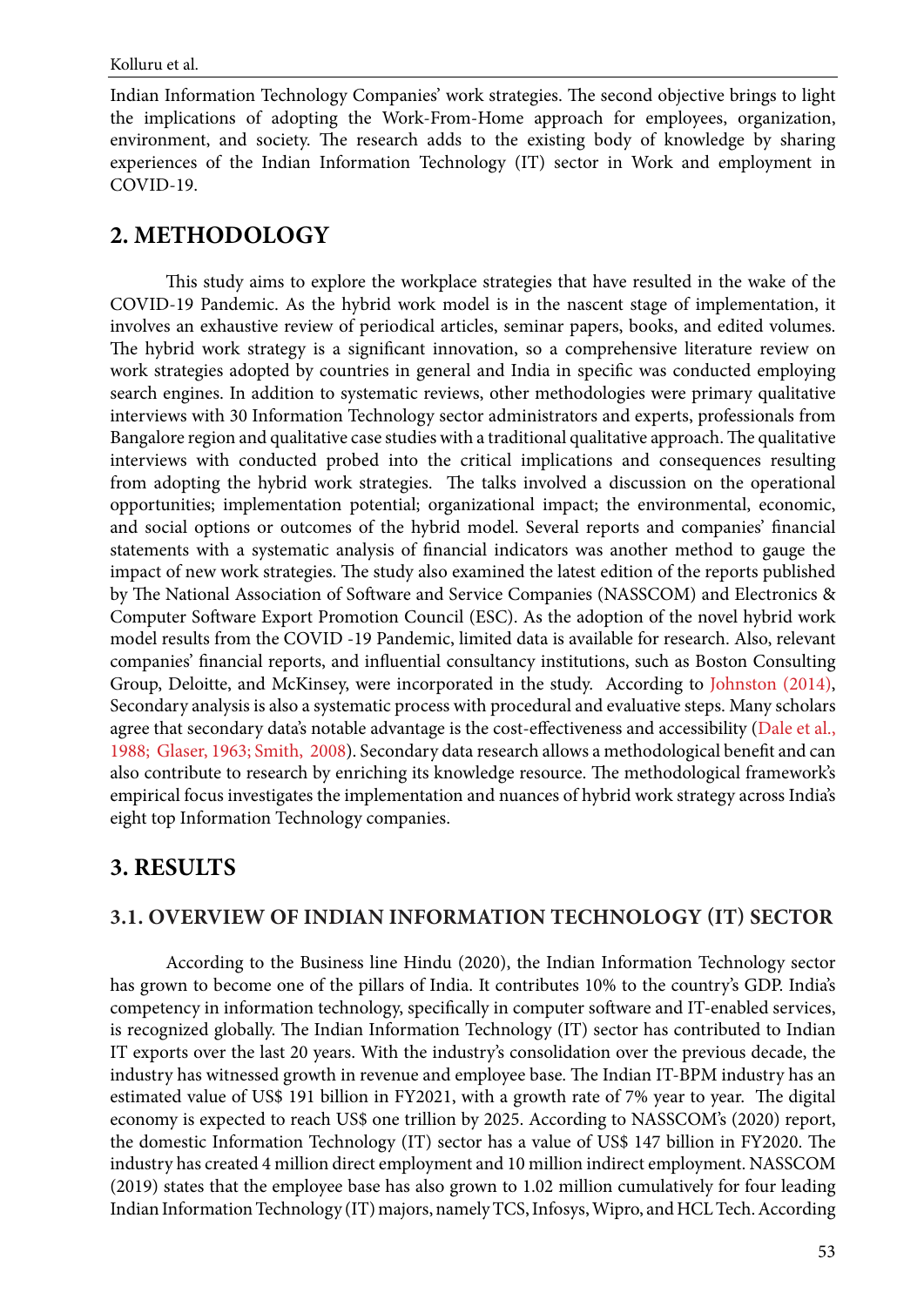Indian Information Technology Companies' work strategies. The second objective brings to light the implications of adopting the Work-From-Home approach for employees, organization, environment, and society. The research adds to the existing body of knowledge by sharing experiences of the Indian Information Technology (IT) sector in Work and employment in COVID-19.

## 2. METHODOLOGY

This study aims to explore the workplace strategies that have resulted in the wake of the COVID-19 Pandemic. As the hybrid work model is in the nascent stage of implementation, it involves an exhaustive review of periodical articles, seminar papers, books, and edited volumes. The hybrid work strategy is a significant innovation, so a comprehensive literature review on work strategies adopted by countries in general and India in specific was conducted employing search engines. In addition to systematic reviews, other methodologies were primary qualitative interviews with 30 Information Technology sector administrators and experts, professionals from Bangalore region and qualitative case studies with a traditional qualitative approach. The qualitative interviews with conducted probed into the critical implications and consequences resulting from adopting the hybrid work strategies. The talks involved a discussion on the operational opportunities; implementation potential; organizational impact; the environmental, economic, and social options or outcomes of the hybrid model. Several reports and companies' financial statements with a systematic analysis of financial indicators was another method to gauge the impact of new work strategies. The study also examined the latest edition of the reports published by The National Association of Software and Service Companies (NASSCOM) and Electronics & Computer Software Export Promotion Council (ESC). As the adoption of the novel hybrid work model results from the COVID -19 Pandemic, limited data is available for research. Also, relevant companies' financial reports, and influential consultancy institutions, such as Boston Consulting Group, Deloitte, and McKinsey, were incorporated in the study. According to Johnston (2014), Secondary analysis is also a systematic process with procedural and evaluative steps. Many scholars agree that secondary data's notable advantage is the cost-effectiveness and accessibility (Dale et al., 1988; Glaser, 1963; Smith, 2008). Secondary data research allows a methodological benefit and can also contribute to research by enriching its knowledge resource. The methodological framework's empirical focus investigates the implementation and nuances of hybrid work strategy across India's eight top Information Technology companies.

## 3. RESULTS

### 3.1. OVERVIEW OF INDIAN INFORMATION TECHNOLOGY (IT) SECTOR

According to the Business line Hindu (2020), the Indian Information Technology sector has grown to become one of the pillars of India. It contributes 10% to the country's GDP. India's competency in information technology, specifically in computer software and IT-enabled services, is recognized globally. The Indian Information Technology (IT) sector has contributed to Indian IT exports over the last 20 years. With the industry's consolidation over the previous decade, the industry has witnessed growth in revenue and employee base. The Indian IT-BPM industry has an estimated value of US$ 191 billion in FY2021, with a growth rate of 7% year to year. The digital economy is expected to reach US$ one trillion by 2025. According to NASSCOM's (2020) report, the domestic Information Technology (IT) sector has a value of US$ 147 billion in FY2020. The industry has created 4 million direct employment and 10 million indirect employment. NASSCOM (2019) states that the employee base has also grown to 1.02 million cumulatively for four leading Indian Information Technology (IT) majors, namely TCS, Infosys, Wipro, and HCL Tech. According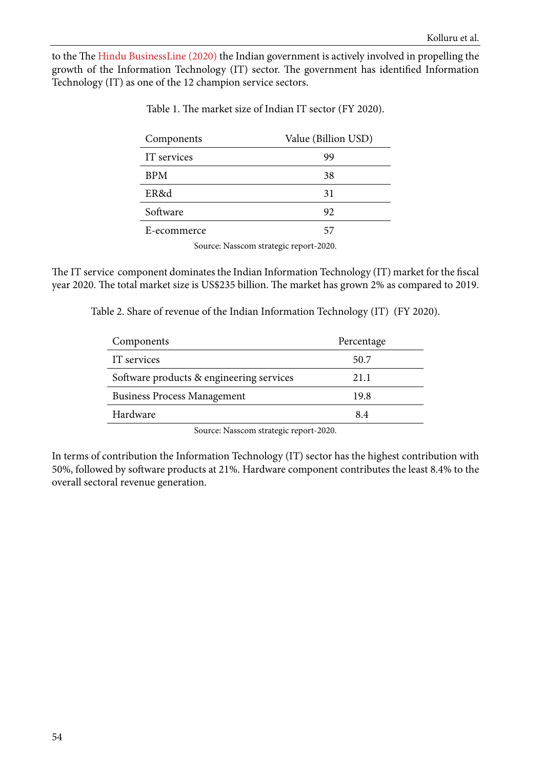to the The Hindu BusinessLine (2020) the Indian government is actively involved in propelling the growth of the Information Technology (IT) sector. The government has identified Information Technology (IT) as one of the 12 champion service sectors.

Table 1. The market size of Indian IT sector (FY 2020).

| Components | Value (Billion USD) |
|---|---|
| IT services | 99 |
| BPM | 38 |
| ER&d | 31 |
| Software | 92 |
| E-ecommerce | 57 |

Source: Nasscom strategic report-2020.

The IT service component dominates the Indian Information Technology (IT) market for the fiscal year 2020. The total market size is US$235 billion. The market has grown 2% as compared to 2019.

Table 2. Share of revenue of the Indian Information Technology (IT) (FY 2020).

| Components | Percentage |
|---|---|
| IT services | 50.7 |
| Software products & engineering services | 21.1 |
| Business Process Management | 19.8 |
| Hardware | 8.4 |

Source: Nasscom strategic report-2020.

In terms of contribution the Information Technology (IT) sector has the highest contribution with 50%, followed by software products at 21%. Hardware component contributes the least 8.4% to the overall sectoral revenue generation.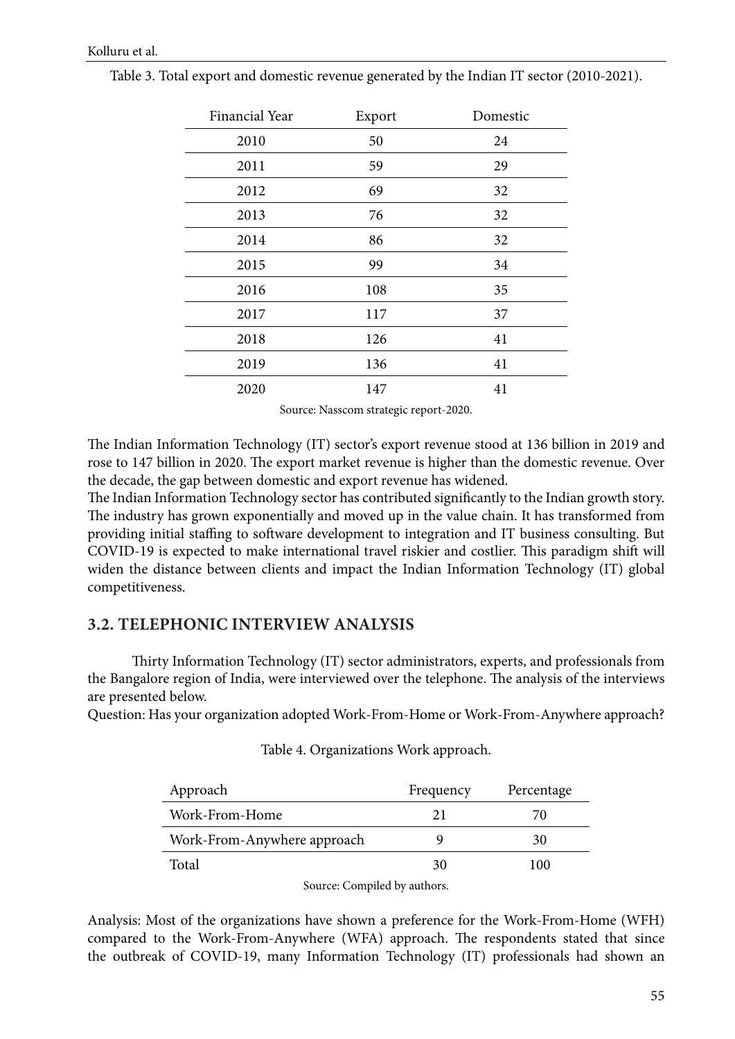Table 3. Total export and domestic revenue generated by the Indian IT sector (2010-2021).

| Financial Year | Export | Domestic |
|---|---|---|
| 2010 | 50 | 24 |
| 2011 | 59 | 29 |
| 2012 | 69 | 32 |
| 2013 | 76 | 32 |
| 2014 | 86 | 32 |
| 2015 | 99 | 34 |
| 2016 | 108 | 35 |
| 2017 | 117 | 37 |
| 2018 | 126 | 41 |
| 2019 | 136 | 41 |
| 2020 | 147 | 41 |

Source: Nasscom strategic report-2020.

The Indian Information Technology (IT) sector's export revenue stood at 136 billion in 2019 and rose to 147 billion in 2020. The export market revenue is higher than the domestic revenue. Over the decade, the gap between domestic and export revenue has widened.

The Indian Information Technology sector has contributed significantly to the Indian growth story. The industry has grown exponentially and moved up in the value chain. It has transformed from providing initial staffing to software development to integration and IT business consulting. But COVID-19 is expected to make international travel riskier and costlier. This paradigm shift will widen the distance between clients and impact the Indian Information Technology (IT) global competitiveness.

### 3.2. TELEPHONIC INTERVIEW ANALYSIS

Thirty Information Technology (IT) sector administrators, experts, and professionals from the Bangalore region of India, were interviewed over the telephone. The analysis of the interviews are presented below.

Question: Has your organization adopted Work-From-Home or Work-From-Anywhere approach?

Table 4. Organizations Work approach.

| Approach | Frequency | Percentage |
|---|---|---|
| Work-From-Home | 21 | 70 |
| Work-From-Anywhere approach | 9 | 30 |
| Total | 30 | 100 |

Source: Compiled by authors.

Analysis: Most of the organizations have shown a preference for the Work-From-Home (WFH) compared to the Work-From-Anywhere (WFA) approach. The respondents stated that since the outbreak of COVID-19, many Information Technology (IT) professionals had shown an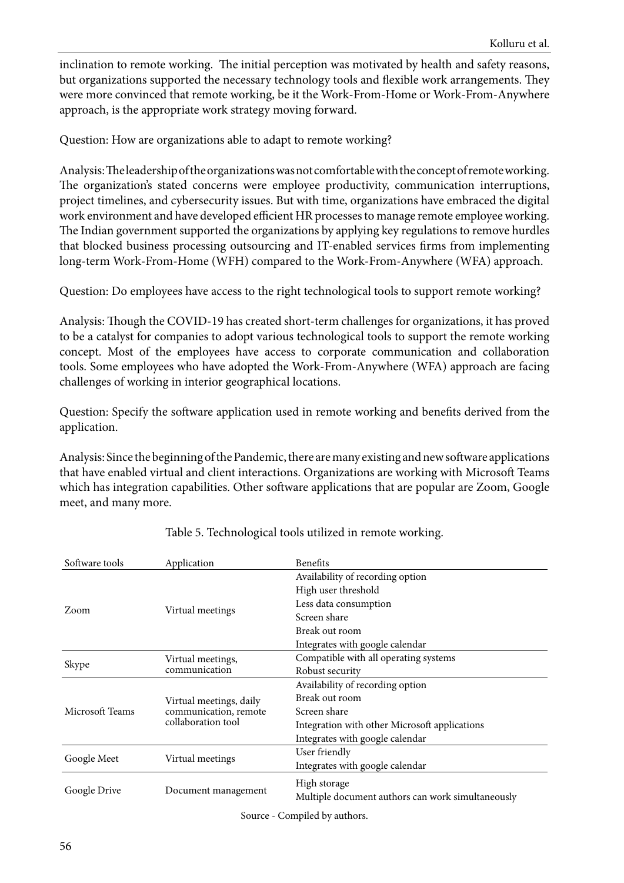inclination to remote working. The initial perception was motivated by health and safety reasons, but organizations supported the necessary technology tools and flexible work arrangements. They were more convinced that remote working, be it the Work-From-Home or Work-From-Anywhere approach, is the appropriate work strategy moving forward.

Question: How are organizations able to adapt to remote working?

Analysis: The leadership of the organizations was not comfortable with the concept of remote working. The organization's stated concerns were employee productivity, communication interruptions, project timelines, and cybersecurity issues. But with time, organizations have embraced the digital work environment and have developed efficient HR processes to manage remote employee working. The Indian government supported the organizations by applying key regulations to remove hurdles that blocked business processing outsourcing and IT-enabled services firms from implementing long-term Work-From-Home (WFH) compared to the Work-From-Anywhere (WFA) approach.

Question: Do employees have access to the right technological tools to support remote working?

Analysis: Though the COVID-19 has created short-term challenges for organizations, it has proved to be a catalyst for companies to adopt various technological tools to support the remote working concept. Most of the employees have access to corporate communication and collaboration tools. Some employees who have adopted the Work-From-Anywhere (WFA) approach are facing challenges of working in interior geographical locations.

Question: Specify the software application used in remote working and benefits derived from the application.

Analysis: Since the beginning of the Pandemic, there are many existing and new software applications that have enabled virtual and client interactions. Organizations are working with Microsoft Teams which has integration capabilities. Other software applications that are popular are Zoom, Google meet, and many more.

Table 5. Technological tools utilized in remote working.

| Software tools | Application | Benefits |
|---|---|---|
| Zoom | Virtual meetings | Availability of recording option |
| | | High user threshold |
| | | Less data consumption |
| | | Screen share |
| | | Break out room |
| | | Integrates with google calendar |
| Skype | Virtual meetings, communication | Compatible with all operating systems |
| | | Robust security |
| Microsoft Teams | Virtual meetings, daily communication, remote collaboration tool | Availability of recording option |
| | | Break out room |
| | | Screen share |
| | | Integration with other Microsoft applications |
| | | Integrates with google calendar |
| Google Meet | Virtual meetings | User friendly |
| | | Integrates with google calendar |
| Google Drive | Document management | High storage |
| | | Multiple document authors can work simultaneously |

Source - Compiled by authors.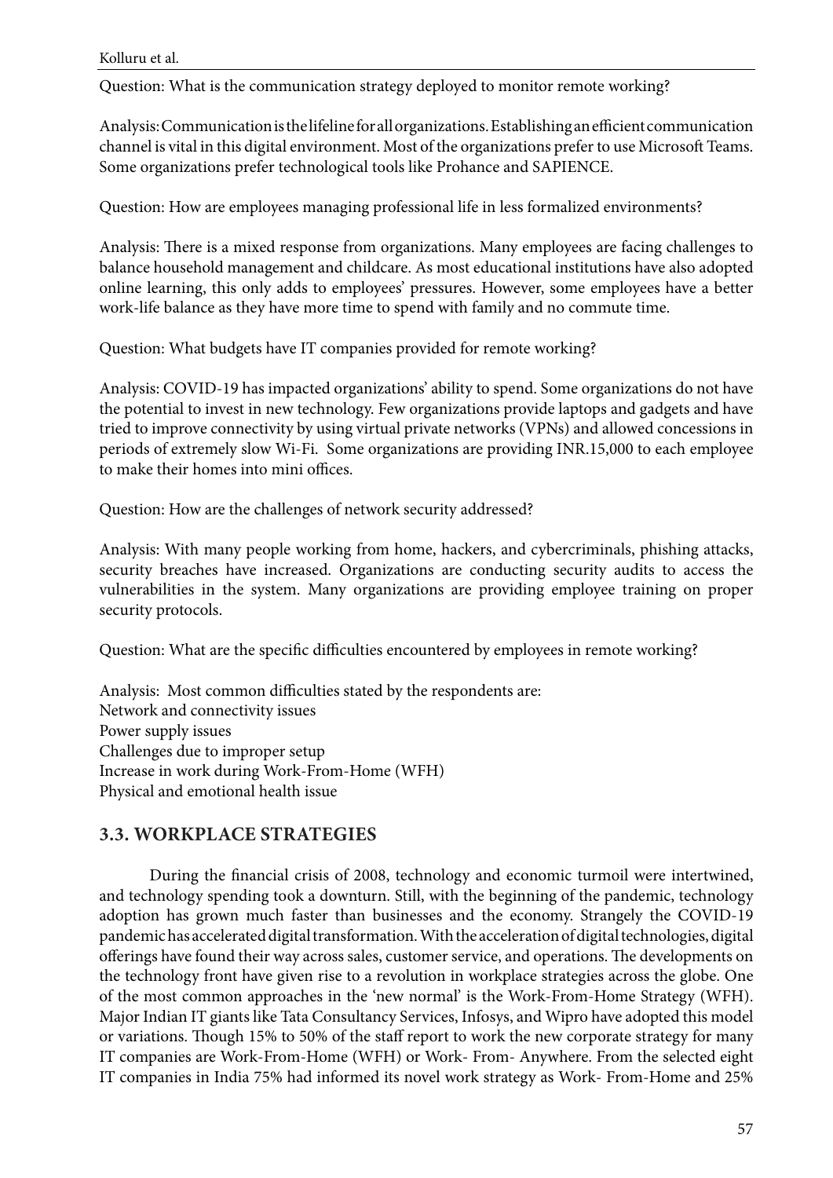Question: What is the communication strategy deployed to monitor remote working?

Analysis: Communication is the lifeline for all organizations. Establishing an efficient communication channel is vital in this digital environment. Most of the organizations prefer to use Microsoft Teams. Some organizations prefer technological tools like Prohance and SAPIENCE.

Question: How are employees managing professional life in less formalized environments?

Analysis: There is a mixed response from organizations. Many employees are facing challenges to balance household management and childcare. As most educational institutions have also adopted online learning, this only adds to employees' pressures. However, some employees have a better work-life balance as they have more time to spend with family and no commute time.

Question: What budgets have IT companies provided for remote working?

Analysis: COVID-19 has impacted organizations' ability to spend. Some organizations do not have the potential to invest in new technology. Few organizations provide laptops and gadgets and have tried to improve connectivity by using virtual private networks (VPNs) and allowed concessions in periods of extremely slow Wi-Fi. Some organizations are providing INR.15,000 to each employee to make their homes into mini offices.

Question: How are the challenges of network security addressed?

Analysis: With many people working from home, hackers, and cybercriminals, phishing attacks, security breaches have increased. Organizations are conducting security audits to access the vulnerabilities in the system. Many organizations are providing employee training on proper security protocols.

Question: What are the specific difficulties encountered by employees in remote working?

Analysis: Most common difficulties stated by the respondents are:
Network and connectivity issues
Power supply issues
Challenges due to improper setup
Increase in work during Work-From-Home (WFH)
Physical and emotional health issue

## 3.3. WORKPLACE STRATEGIES

During the financial crisis of 2008, technology and economic turmoil were intertwined, and technology spending took a downturn. Still, with the beginning of the pandemic, technology adoption has grown much faster than businesses and the economy. Strangely the COVID-19 pandemic has accelerated digital transformation. With the acceleration of digital technologies, digital offerings have found their way across sales, customer service, and operations. The developments on the technology front have given rise to a revolution in workplace strategies across the globe. One of the most common approaches in the 'new normal' is the Work-From-Home Strategy (WFH). Major Indian IT giants like Tata Consultancy Services, Infosys, and Wipro have adopted this model or variations. Though 15% to 50% of the staff report to work the new corporate strategy for many IT companies are Work-From-Home (WFH) or Work- From- Anywhere. From the selected eight IT companies in India 75% had informed its novel work strategy as Work- From-Home and 25%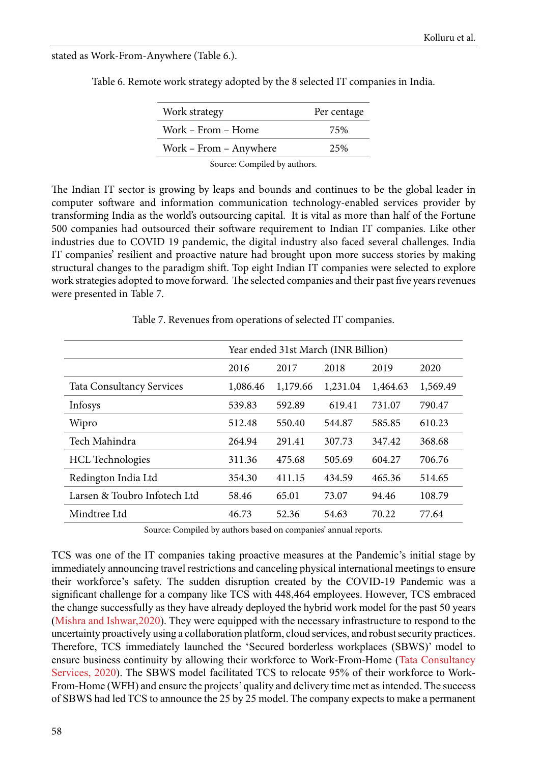stated as Work-From-Anywhere (Table 6.).

Table 6. Remote work strategy adopted by the 8 selected IT companies in India.

| Work strategy | Per centage |
|---|---|
| Work – From – Home | 75% |
| Work – From – Anywhere | 25% |

Source: Compiled by authors.

The Indian IT sector is growing by leaps and bounds and continues to be the global leader in computer software and information communication technology-enabled services provider by transforming India as the world's outsourcing capital. It is vital as more than half of the Fortune 500 companies had outsourced their software requirement to Indian IT companies. Like other industries due to COVID 19 pandemic, the digital industry also faced several challenges. India IT companies' resilient and proactive nature had brought upon more success stories by making structural changes to the paradigm shift. Top eight Indian IT companies were selected to explore work strategies adopted to move forward. The selected companies and their past five years revenues were presented in Table 7.

Table 7. Revenues from operations of selected IT companies.

| | Year ended 31st March (INR Billion) | | | | |
|---|---|---|---|---|---|
| | 2016 | 2017 | 2018 | 2019 | 2020 |
| Tata Consultancy Services | 1,086.46 | 1,179.66 | 1,231.04 | 1,464.63 | 1,569.49 |
| Infosys | 539.83 | 592.89 | 619.41 | 731.07 | 790.47 |
| Wipro | 512.48 | 550.40 | 544.87 | 585.85 | 610.23 |
| Tech Mahindra | 264.94 | 291.41 | 307.73 | 347.42 | 368.68 |
| HCL Technologies | 311.36 | 475.68 | 505.69 | 604.27 | 706.76 |
| Redington India Ltd | 354.30 | 411.15 | 434.59 | 465.36 | 514.65 |
| Larsen & Toubro Infotech Ltd | 58.46 | 65.01 | 73.07 | 94.46 | 108.79 |
| Mindtree Ltd | 46.73 | 52.36 | 54.63 | 70.22 | 77.64 |

Source: Compiled by authors based on companies' annual reports.

TCS was one of the IT companies taking proactive measures at the Pandemic's initial stage by immediately announcing travel restrictions and canceling physical international meetings to ensure their workforce's safety. The sudden disruption created by the COVID-19 Pandemic was a significant challenge for a company like TCS with 448,464 employees. However, TCS embraced the change successfully as they have already deployed the hybrid work model for the past 50 years (Mishra and Ishwar,2020). They were equipped with the necessary infrastructure to respond to the uncertainty proactively using a collaboration platform, cloud services, and robust security practices. Therefore, TCS immediately launched the 'Secured borderless workplaces (SBWS)' model to ensure business continuity by allowing their workforce to Work-From-Home (Tata Consultancy Services, 2020). The SBWS model facilitated TCS to relocate 95% of their workforce to Work-From-Home (WFH) and ensure the projects' quality and delivery time met as intended. The success of SBWS had led TCS to announce the 25 by 25 model. The company expects to make a permanent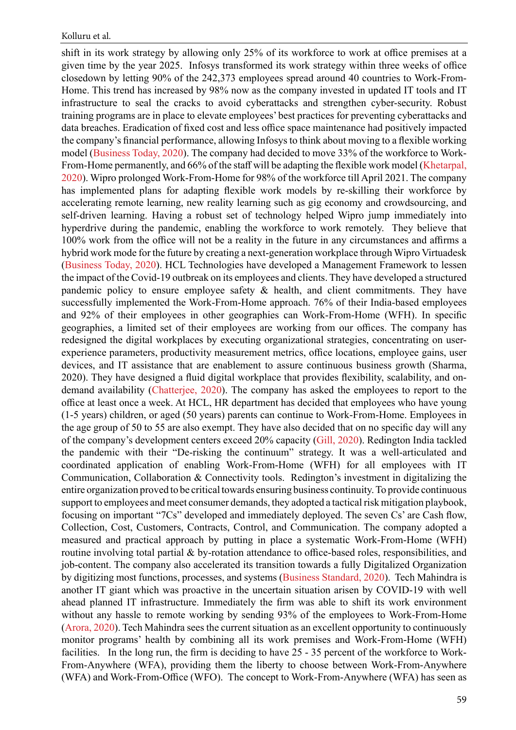shift in its work strategy by allowing only 25% of its workforce to work at office premises at a given time by the year 2025. Infosys transformed its work strategy within three weeks of office closedown by letting 90% of the 242,373 employees spread around 40 countries to Work-From-Home. This trend has increased by 98% now as the company invested in updated IT tools and IT infrastructure to seal the cracks to avoid cyberattacks and strengthen cyber-security. Robust training programs are in place to elevate employees' best practices for preventing cyberattacks and data breaches. Eradication of fixed cost and less office space maintenance had positively impacted the company's financial performance, allowing Infosys to think about moving to a flexible working model (Business Today, 2020). The company had decided to move 33% of the workforce to Work-From-Home permanently, and 66% of the staff will be adapting the flexible work model (Khetarpal, 2020). Wipro prolonged Work-From-Home for 98% of the workforce till April 2021. The company has implemented plans for adapting flexible work models by re-skilling their workforce by accelerating remote learning, new reality learning such as gig economy and crowdsourcing, and self-driven learning. Having a robust set of technology helped Wipro jump immediately into hyperdrive during the pandemic, enabling the workforce to work remotely. They believe that 100% work from the office will not be a reality in the future in any circumstances and affirms a hybrid work mode for the future by creating a next-generation workplace through Wipro Virtuadesk (Business Today, 2020). HCL Technologies have developed a Management Framework to lessen the impact of the Covid-19 outbreak on its employees and clients. They have developed a structured pandemic policy to ensure employee safety & health, and client commitments. They have successfully implemented the Work-From-Home approach. 76% of their India-based employees and 92% of their employees in other geographies can Work-From-Home (WFH). In specific geographies, a limited set of their employees are working from our offices. The company has redesigned the digital workplaces by executing organizational strategies, concentrating on user-experience parameters, productivity measurement metrics, office locations, employee gains, user devices, and IT assistance that are enablement to assure continuous business growth (Sharma, 2020). They have designed a fluid digital workplace that provides flexibility, scalability, and on-demand availability (Chatterjee, 2020). The company has asked the employees to report to the office at least once a week. At HCL, HR department has decided that employees who have young (1-5 years) children, or aged (50 years) parents can continue to Work-From-Home. Employees in the age group of 50 to 55 are also exempt. They have also decided that on no specific day will any of the company's development centers exceed 20% capacity (Gill, 2020). Redington India tackled the pandemic with their "De-risking the continuum" strategy. It was a well-articulated and coordinated application of enabling Work-From-Home (WFH) for all employees with IT Communication, Collaboration & Connectivity tools. Redington's investment in digitalizing the entire organization proved to be critical towards ensuring business continuity. To provide continuous support to employees and meet consumer demands, they adopted a tactical risk mitigation playbook, focusing on important "7Cs" developed and immediately deployed. The seven Cs' are Cash flow, Collection, Cost, Customers, Contracts, Control, and Communication. The company adopted a measured and practical approach by putting in place a systematic Work-From-Home (WFH) routine involving total partial & by-rotation attendance to office-based roles, responsibilities, and job-content. The company also accelerated its transition towards a fully Digitalized Organization by digitizing most functions, processes, and systems (Business Standard, 2020). Tech Mahindra is another IT giant which was proactive in the uncertain situation arisen by COVID-19 with well ahead planned IT infrastructure. Immediately the firm was able to shift its work environment without any hassle to remote working by sending 93% of the employees to Work-From-Home (Arora, 2020). Tech Mahindra sees the current situation as an excellent opportunity to continuously monitor programs' health by combining all its work premises and Work-From-Home (WFH) facilities. In the long run, the firm is deciding to have 25 - 35 percent of the workforce to Work-From-Anywhere (WFA), providing them the liberty to choose between Work-From-Anywhere (WFA) and Work-From-Office (WFO). The concept to Work-From-Anywhere (WFA) has seen as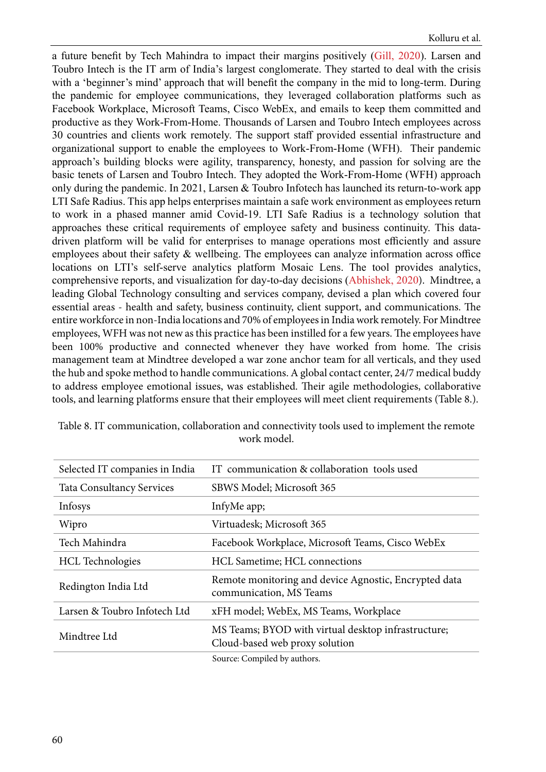a future benefit by Tech Mahindra to impact their margins positively (Gill, 2020). Larsen and Toubro Intech is the IT arm of India's largest conglomerate. They started to deal with the crisis with a 'beginner's mind' approach that will benefit the company in the mid to long-term. During the pandemic for employee communications, they leveraged collaboration platforms such as Facebook Workplace, Microsoft Teams, Cisco WebEx, and emails to keep them committed and productive as they Work-From-Home. Thousands of Larsen and Toubro Intech employees across 30 countries and clients work remotely. The support staff provided essential infrastructure and organizational support to enable the employees to Work-From-Home (WFH). Their pandemic approach's building blocks were agility, transparency, honesty, and passion for solving are the basic tenets of Larsen and Toubro Intech. They adopted the Work-From-Home (WFH) approach only during the pandemic. In 2021, Larsen & Toubro Infotech has launched its return-to-work app LTI Safe Radius. This app helps enterprises maintain a safe work environment as employees return to work in a phased manner amid Covid-19. LTI Safe Radius is a technology solution that approaches these critical requirements of employee safety and business continuity. This data-driven platform will be valid for enterprises to manage operations most efficiently and assure employees about their safety & wellbeing. The employees can analyze information across office locations on LTI's self-serve analytics platform Mosaic Lens. The tool provides analytics, comprehensive reports, and visualization for day-to-day decisions (Abhishek, 2020). Mindtree, a leading Global Technology consulting and services company, devised a plan which covered four essential areas - health and safety, business continuity, client support, and communications. The entire workforce in non-India locations and 70% of employees in India work remotely. For Mindtree employees, WFH was not new as this practice has been instilled for a few years. The employees have been 100% productive and connected whenever they have worked from home. The crisis management team at Mindtree developed a war zone anchor team for all verticals, and they used the hub and spoke method to handle communications. A global contact center, 24/7 medical buddy to address employee emotional issues, was established. Their agile methodologies, collaborative tools, and learning platforms ensure that their employees will meet client requirements (Table 8.).

Table 8. IT communication, collaboration and connectivity tools used to implement the remote work model.

| Selected IT companies in India | IT communication & collaboration tools used |
|---|---|
| Tata Consultancy Services | SBWS Model; Microsoft 365 |
| Infosys | InfyMe app; |
| Wipro | Virtuadesk; Microsoft 365 |
| Tech Mahindra | Facebook Workplace, Microsoft Teams, Cisco WebEx |
| HCL Technologies | HCL Sametime; HCL connections |
| Redington India Ltd | Remote monitoring and device Agnostic, Encrypted data communication, MS Teams |
| Larsen & Toubro Infotech Ltd | xFH model; WebEx, MS Teams, Workplace |
| Mindtree Ltd | MS Teams; BYOD with virtual desktop infrastructure; Cloud-based web proxy solution |

Source: Compiled by authors.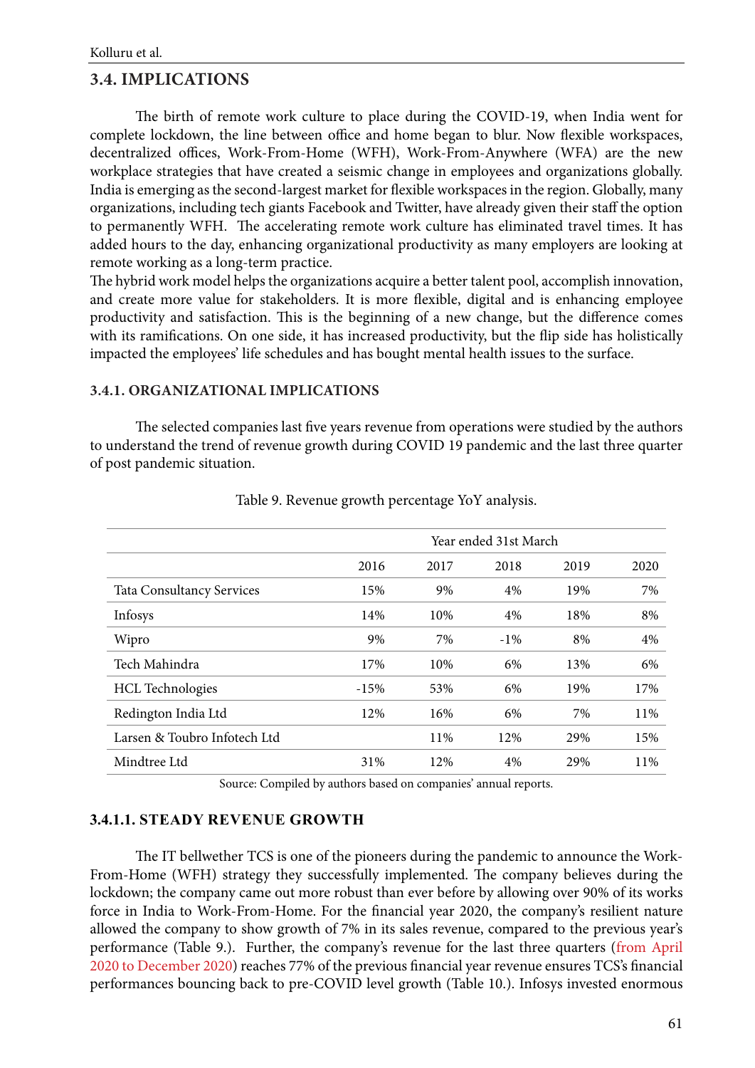## 3.4. IMPLICATIONS

The birth of remote work culture to place during the COVID-19, when India went for complete lockdown, the line between office and home began to blur. Now flexible workspaces, decentralized offices, Work-From-Home (WFH), Work-From-Anywhere (WFA) are the new workplace strategies that have created a seismic change in employees and organizations globally. India is emerging as the second-largest market for flexible workspaces in the region. Globally, many organizations, including tech giants Facebook and Twitter, have already given their staff the option to permanently WFH. The accelerating remote work culture has eliminated travel times. It has added hours to the day, enhancing organizational productivity as many employers are looking at remote working as a long-term practice.

The hybrid work model helps the organizations acquire a better talent pool, accomplish innovation, and create more value for stakeholders. It is more flexible, digital and is enhancing employee productivity and satisfaction. This is the beginning of a new change, but the difference comes with its ramifications. On one side, it has increased productivity, but the flip side has holistically impacted the employees' life schedules and has bought mental health issues to the surface.

### 3.4.1. ORGANIZATIONAL IMPLICATIONS

The selected companies last five years revenue from operations were studied by the authors to understand the trend of revenue growth during COVID 19 pandemic and the last three quarter of post pandemic situation.

Table 9. Revenue growth percentage YoY analysis.

| | Year ended 31st March | | | | |
|---|---|---|---|---|---|
| | 2016 | 2017 | 2018 | 2019 | 2020 |
| Tata Consultancy Services | 15% | 9% | 4% | 19% | 7% |
| Infosys | 14% | 10% | 4% | 18% | 8% |
| Wipro | 9% | 7% | -1% | 8% | 4% |
| Tech Mahindra | 17% | 10% | 6% | 13% | 6% |
| HCL Technologies | -15% | 53% | 6% | 19% | 17% |
| Redington India Ltd | 12% | 16% | 6% | 7% | 11% |
| Larsen & Toubro Infotech Ltd | | 11% | 12% | 29% | 15% |
| Mindtree Ltd | 31% | 12% | 4% | 29% | 11% |

Source: Compiled by authors based on companies' annual reports.

#### 3.4.1.1. STEADY REVENUE GROWTH

The IT bellwether TCS is one of the pioneers during the pandemic to announce the Work-From-Home (WFH) strategy they successfully implemented. The company believes during the lockdown; the company came out more robust than ever before by allowing over 90% of its works force in India to Work-From-Home. For the financial year 2020, the company's resilient nature allowed the company to show growth of 7% in its sales revenue, compared to the previous year's performance (Table 9.). Further, the company's revenue for the last three quarters (from April 2020 to December 2020) reaches 77% of the previous financial year revenue ensures TCS's financial performances bouncing back to pre-COVID level growth (Table 10.). Infosys invested enormous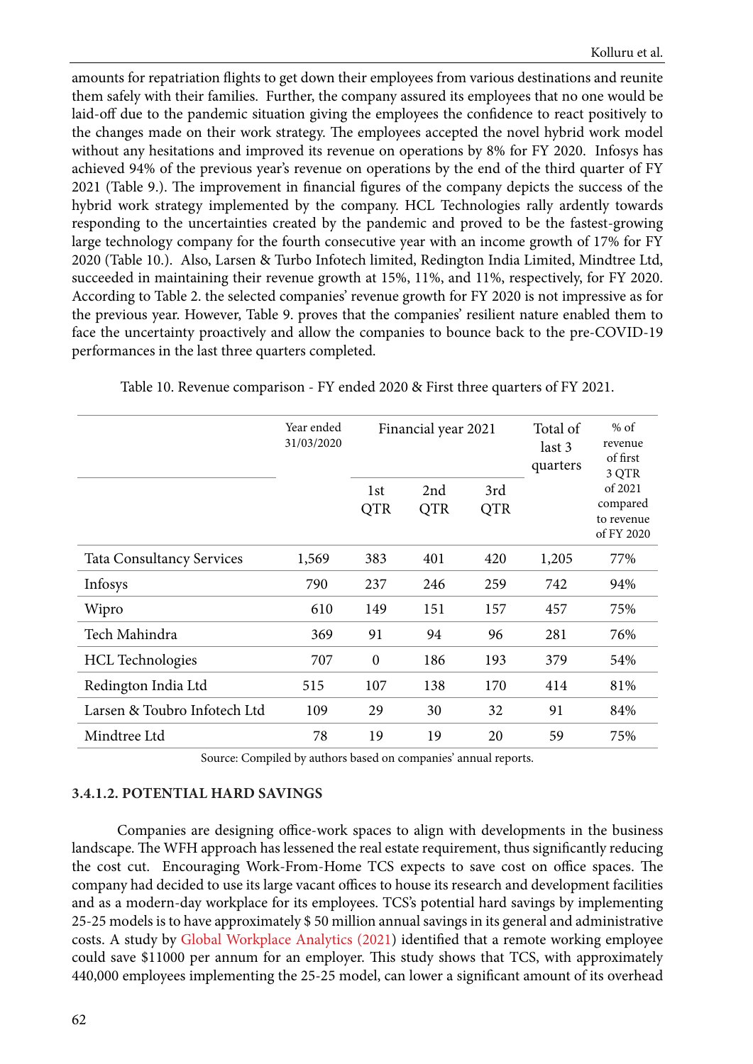amounts for repatriation flights to get down their employees from various destinations and reunite them safely with their families. Further, the company assured its employees that no one would be laid-off due to the pandemic situation giving the employees the confidence to react positively to the changes made on their work strategy. The employees accepted the novel hybrid work model without any hesitations and improved its revenue on operations by 8% for FY 2020. Infosys has achieved 94% of the previous year's revenue on operations by the end of the third quarter of FY 2021 (Table 9.). The improvement in financial figures of the company depicts the success of the hybrid work strategy implemented by the company. HCL Technologies rally ardently towards responding to the uncertainties created by the pandemic and proved to be the fastest-growing large technology company for the fourth consecutive year with an income growth of 17% for FY 2020 (Table 10.). Also, Larsen & Turbo Infotech limited, Redington India Limited, Mindtree Ltd, succeeded in maintaining their revenue growth at 15%, 11%, and 11%, respectively, for FY 2020. According to Table 2. the selected companies' revenue growth for FY 2020 is not impressive as for the previous year. However, Table 9. proves that the companies' resilient nature enabled them to face the uncertainty proactively and allow the companies to bounce back to the pre-COVID-19 performances in the last three quarters completed.

Table 10. Revenue comparison - FY ended 2020 & First three quarters of FY 2021.

| | Year ended 31/03/2020 | Financial year 2021 | | | Total of last 3 quarters | % of revenue of first 3 QTR of 2021 compared to revenue of FY 2020 |
|---|---|---|---|---|---|---|
| | | 1st QTR | 2nd QTR | 3rd QTR | | |
| Tata Consultancy Services | 1,569 | 383 | 401 | 420 | 1,205 | 77% |
| Infosys | 790 | 237 | 246 | 259 | 742 | 94% |
| Wipro | 610 | 149 | 151 | 157 | 457 | 75% |
| Tech Mahindra | 369 | 91 | 94 | 96 | 281 | 76% |
| HCL Technologies | 707 | 0 | 186 | 193 | 379 | 54% |
| Redington India Ltd | 515 | 107 | 138 | 170 | 414 | 81% |
| Larsen & Toubro Infotech Ltd | 109 | 29 | 30 | 32 | 91 | 84% |
| Mindtree Ltd | 78 | 19 | 19 | 20 | 59 | 75% |

Source: Compiled by authors based on companies' annual reports.

#### 3.4.1.2. POTENTIAL HARD SAVINGS

Companies are designing office-work spaces to align with developments in the business landscape. The WFH approach has lessened the real estate requirement, thus significantly reducing the cost cut. Encouraging Work-From-Home TCS expects to save cost on office spaces. The company had decided to use its large vacant offices to house its research and development facilities and as a modern-day workplace for its employees. TCS's potential hard savings by implementing 25-25 models is to have approximately $ 50 million annual savings in its general and administrative costs. A study by Global Workplace Analytics (2021) identified that a remote working employee could save $11000 per annum for an employer. This study shows that TCS, with approximately 440,000 employees implementing the 25-25 model, can lower a significant amount of its overhead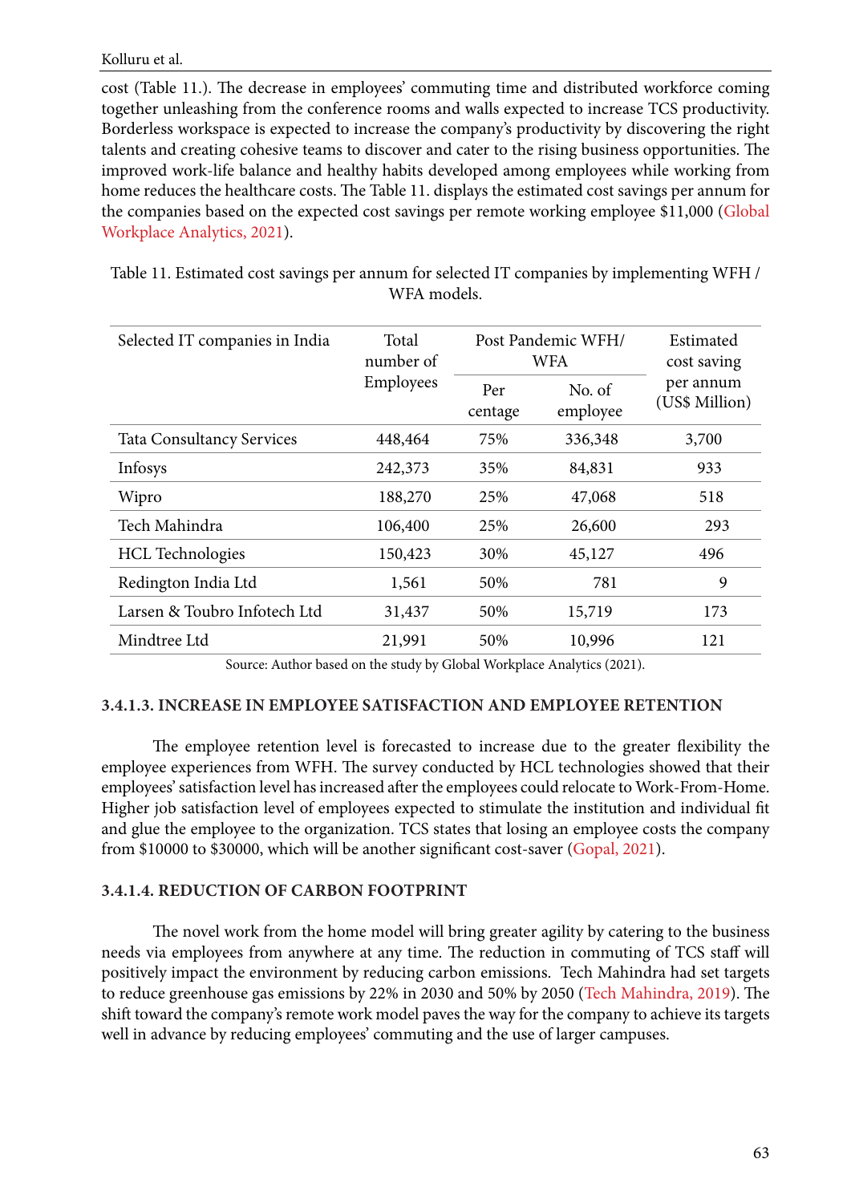cost (Table 11.). The decrease in employees' commuting time and distributed workforce coming together unleashing from the conference rooms and walls expected to increase TCS productivity. Borderless workspace is expected to increase the company's productivity by discovering the right talents and creating cohesive teams to discover and cater to the rising business opportunities. The improved work-life balance and healthy habits developed among employees while working from home reduces the healthcare costs. The Table 11. displays the estimated cost savings per annum for the companies based on the expected cost savings per remote working employee $11,000 (Global Workplace Analytics, 2021).

Table 11. Estimated cost savings per annum for selected IT companies by implementing WFH / WFA models.

| Selected IT companies in India | Total number of Employees | Post Pandemic WFH/ WFA | | Estimated cost saving per annum (US$ Million) |
|---|---|---|---|---|
| | | Per centage | No. of employee | |
| Tata Consultancy Services | 448,464 | 75% | 336,348 | 3,700 |
| Infosys | 242,373 | 35% | 84,831 | 933 |
| Wipro | 188,270 | 25% | 47,068 | 518 |
| Tech Mahindra | 106,400 | 25% | 26,600 | 293 |
| HCL Technologies | 150,423 | 30% | 45,127 | 496 |
| Redington India Ltd | 1,561 | 50% | 781 | 9 |
| Larsen & Toubro Infotech Ltd | 31,437 | 50% | 15,719 | 173 |
| Mindtree Ltd | 21,991 | 50% | 10,996 | 121 |

Source: Author based on the study by Global Workplace Analytics (2021).

#### 3.4.1.3. INCREASE IN EMPLOYEE SATISFACTION AND EMPLOYEE RETENTION

The employee retention level is forecasted to increase due to the greater flexibility the employee experiences from WFH. The survey conducted by HCL technologies showed that their employees' satisfaction level has increased after the employees could relocate to Work-From-Home. Higher job satisfaction level of employees expected to stimulate the institution and individual fit and glue the employee to the organization. TCS states that losing an employee costs the company from $10000 to $30000, which will be another significant cost-saver (Gopal, 2021).

#### 3.4.1.4. REDUCTION OF CARBON FOOTPRINT

The novel work from the home model will bring greater agility by catering to the business needs via employees from anywhere at any time. The reduction in commuting of TCS staff will positively impact the environment by reducing carbon emissions. Tech Mahindra had set targets to reduce greenhouse gas emissions by 22% in 2030 and 50% by 2050 (Tech Mahindra, 2019). The shift toward the company's remote work model paves the way for the company to achieve its targets well in advance by reducing employees' commuting and the use of larger campuses.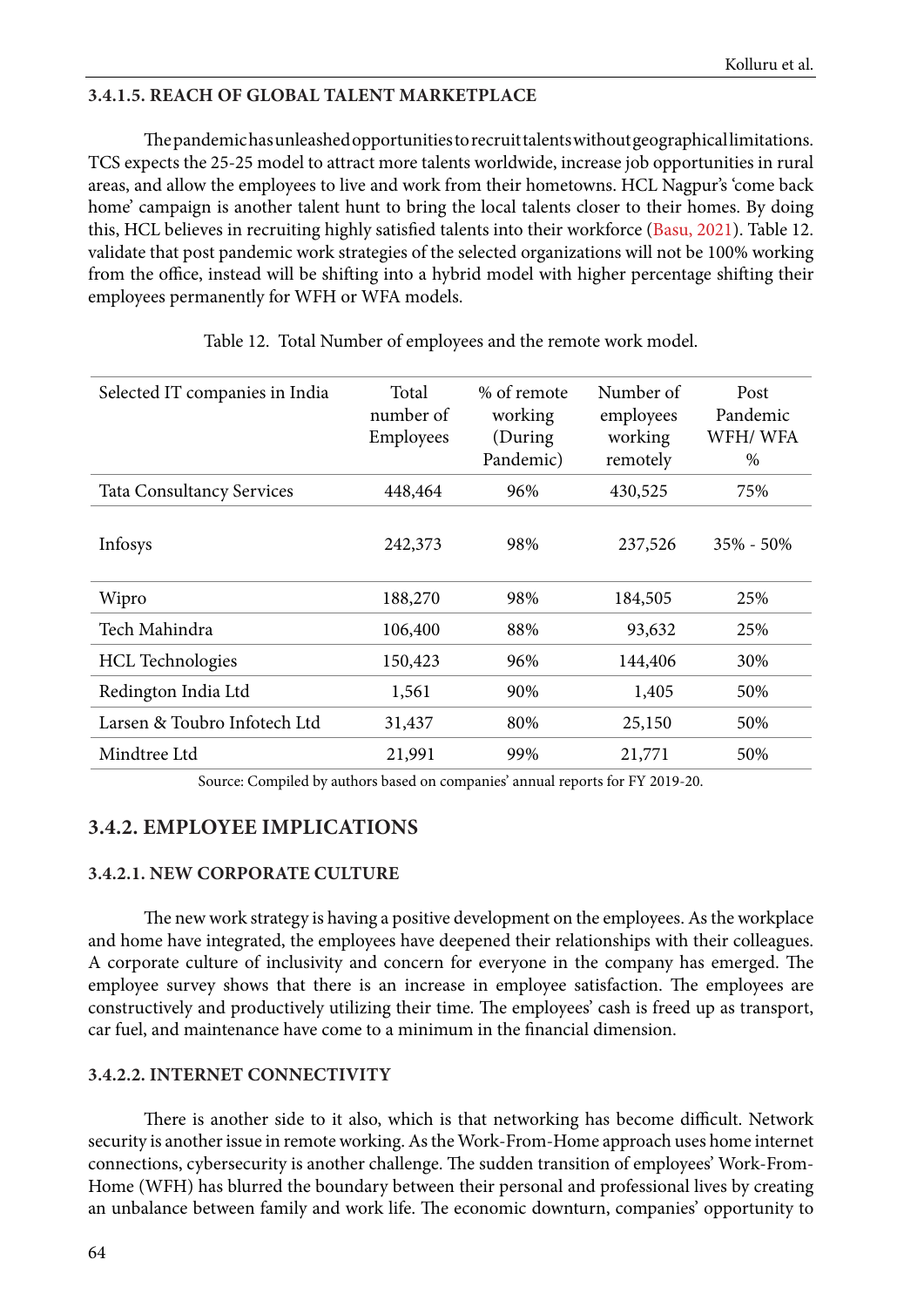#### 3.4.1.5. REACH OF GLOBAL TALENT MARKETPLACE

The pandemic has unleashed opportunities to recruit talents without geographical limitations. TCS expects the 25-25 model to attract more talents worldwide, increase job opportunities in rural areas, and allow the employees to live and work from their hometowns. HCL Nagpur's 'come back home' campaign is another talent hunt to bring the local talents closer to their homes. By doing this, HCL believes in recruiting highly satisfied talents into their workforce (Basu, 2021). Table 12. validate that post pandemic work strategies of the selected organizations will not be 100% working from the office, instead will be shifting into a hybrid model with higher percentage shifting their employees permanently for WFH or WFA models.

Table 12. Total Number of employees and the remote work model.

| Selected IT companies in India | Total number of Employees | % of remote working (During Pandemic) | Number of employees working remotely | Post Pandemic WFH/ WFA % |
|---|---|---|---|---|
| Tata Consultancy Services | 448,464 | 96% | 430,525 | 75% |
| Infosys | 242,373 | 98% | 237,526 | 35% - 50% |
| Wipro | 188,270 | 98% | 184,505 | 25% |
| Tech Mahindra | 106,400 | 88% | 93,632 | 25% |
| HCL Technologies | 150,423 | 96% | 144,406 | 30% |
| Redington India Ltd | 1,561 | 90% | 1,405 | 50% |
| Larsen & Toubro Infotech Ltd | 31,437 | 80% | 25,150 | 50% |
| Mindtree Ltd | 21,991 | 99% | 21,771 | 50% |

Source: Compiled by authors based on companies' annual reports for FY 2019-20.

### 3.4.2. EMPLOYEE IMPLICATIONS

#### 3.4.2.1. NEW CORPORATE CULTURE

The new work strategy is having a positive development on the employees. As the workplace and home have integrated, the employees have deepened their relationships with their colleagues. A corporate culture of inclusivity and concern for everyone in the company has emerged. The employee survey shows that there is an increase in employee satisfaction. The employees are constructively and productively utilizing their time. The employees' cash is freed up as transport, car fuel, and maintenance have come to a minimum in the financial dimension.

#### 3.4.2.2. INTERNET CONNECTIVITY

There is another side to it also, which is that networking has become difficult. Network security is another issue in remote working. As the Work-From-Home approach uses home internet connections, cybersecurity is another challenge. The sudden transition of employees' Work-From-Home (WFH) has blurred the boundary between their personal and professional lives by creating an unbalance between family and work life. The economic downturn, companies' opportunity to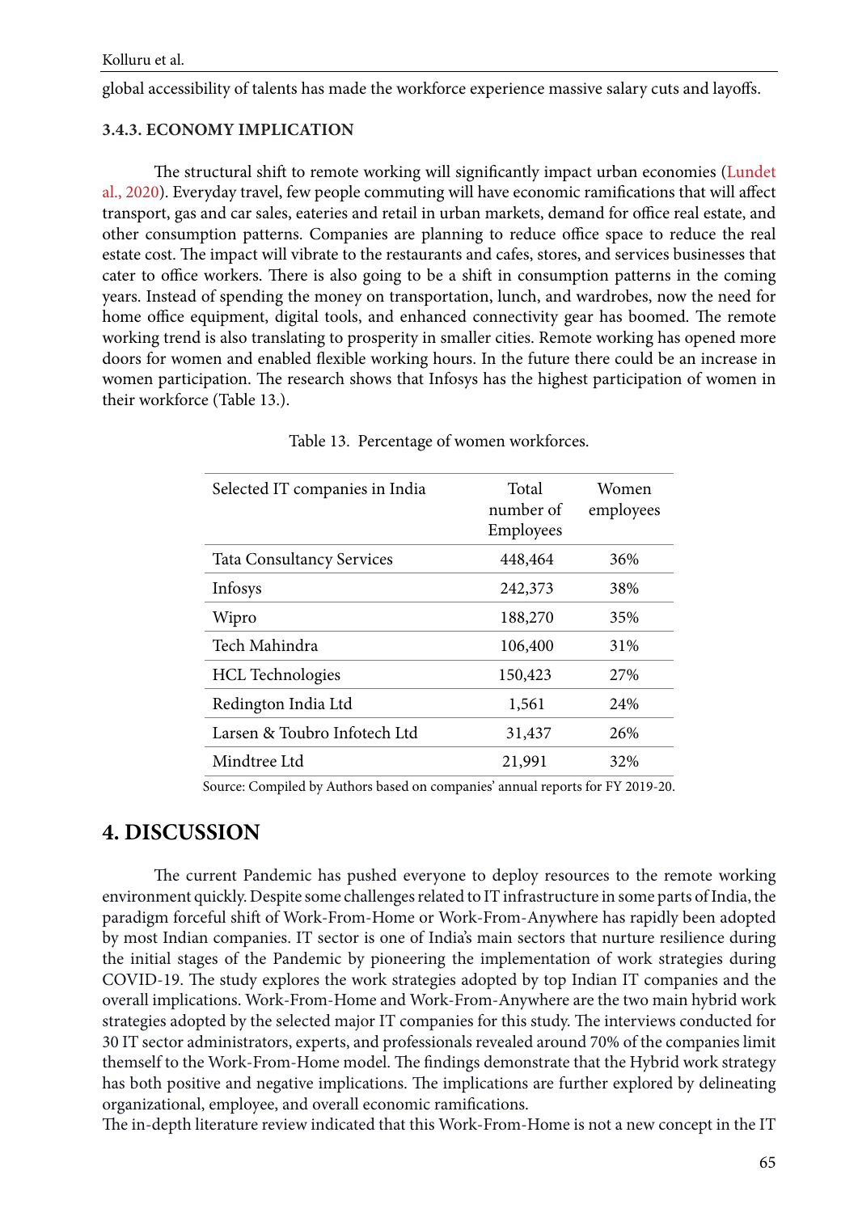global accessibility of talents has made the workforce experience massive salary cuts and layoffs.

### 3.4.3. ECONOMY IMPLICATION

The structural shift to remote working will significantly impact urban economies (Lundet al., 2020). Everyday travel, few people commuting will have economic ramifications that will affect transport, gas and car sales, eateries and retail in urban markets, demand for office real estate, and other consumption patterns. Companies are planning to reduce office space to reduce the real estate cost. The impact will vibrate to the restaurants and cafes, stores, and services businesses that cater to office workers. There is also going to be a shift in consumption patterns in the coming years. Instead of spending the money on transportation, lunch, and wardrobes, now the need for home office equipment, digital tools, and enhanced connectivity gear has boomed. The remote working trend is also translating to prosperity in smaller cities. Remote working has opened more doors for women and enabled flexible working hours. In the future there could be an increase in women participation. The research shows that Infosys has the highest participation of women in their workforce (Table 13.).

Table 13. Percentage of women workforces.

| Selected IT companies in India | Total number of Employees | Women employees |
|---|---|---|
| Tata Consultancy Services | 448,464 | 36% |
| Infosys | 242,373 | 38% |
| Wipro | 188,270 | 35% |
| Tech Mahindra | 106,400 | 31% |
| HCL Technologies | 150,423 | 27% |
| Redington India Ltd | 1,561 | 24% |
| Larsen & Toubro Infotech Ltd | 31,437 | 26% |
| Mindtree Ltd | 21,991 | 32% |

Source: Compiled by Authors based on companies' annual reports for FY 2019-20.

## 4. DISCUSSION

The current Pandemic has pushed everyone to deploy resources to the remote working environment quickly. Despite some challenges related to IT infrastructure in some parts of India, the paradigm forceful shift of Work-From-Home or Work-From-Anywhere has rapidly been adopted by most Indian companies. IT sector is one of India's main sectors that nurture resilience during the initial stages of the Pandemic by pioneering the implementation of work strategies during COVID-19. The study explores the work strategies adopted by top Indian IT companies and the overall implications. Work-From-Home and Work-From-Anywhere are the two main hybrid work strategies adopted by the selected major IT companies for this study. The interviews conducted for 30 IT sector administrators, experts, and professionals revealed around 70% of the companies limit themself to the Work-From-Home model. The findings demonstrate that the Hybrid work strategy has both positive and negative implications. The implications are further explored by delineating organizational, employee, and overall economic ramifications.

The in-depth literature review indicated that this Work-From-Home is not a new concept in the IT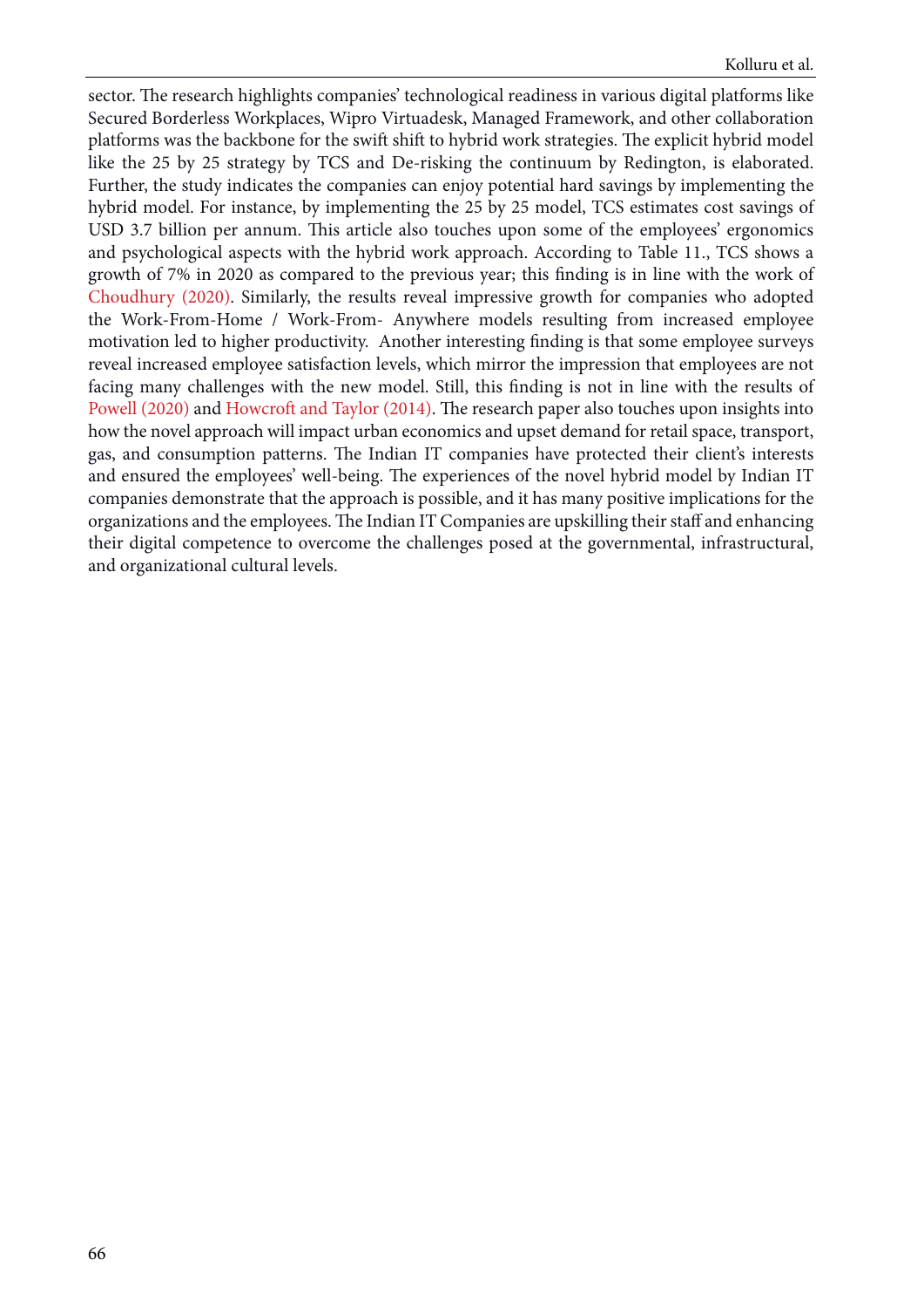sector. The research highlights companies' technological readiness in various digital platforms like Secured Borderless Workplaces, Wipro Virtuadesk, Managed Framework, and other collaboration platforms was the backbone for the swift shift to hybrid work strategies. The explicit hybrid model like the 25 by 25 strategy by TCS and De-risking the continuum by Redington, is elaborated. Further, the study indicates the companies can enjoy potential hard savings by implementing the hybrid model. For instance, by implementing the 25 by 25 model, TCS estimates cost savings of USD 3.7 billion per annum. This article also touches upon some of the employees' ergonomics and psychological aspects with the hybrid work approach. According to Table 11., TCS shows a growth of 7% in 2020 as compared to the previous year; this finding is in line with the work of Choudhury (2020). Similarly, the results reveal impressive growth for companies who adopted the Work-From-Home / Work-From- Anywhere models resulting from increased employee motivation led to higher productivity. Another interesting finding is that some employee surveys reveal increased employee satisfaction levels, which mirror the impression that employees are not facing many challenges with the new model. Still, this finding is not in line with the results of Powell (2020) and Howcroft and Taylor (2014). The research paper also touches upon insights into how the novel approach will impact urban economics and upset demand for retail space, transport, gas, and consumption patterns. The Indian IT companies have protected their client's interests and ensured the employees' well-being. The experiences of the novel hybrid model by Indian IT companies demonstrate that the approach is possible, and it has many positive implications for the organizations and the employees. The Indian IT Companies are upskilling their staff and enhancing their digital competence to overcome the challenges posed at the governmental, infrastructural, and organizational cultural levels.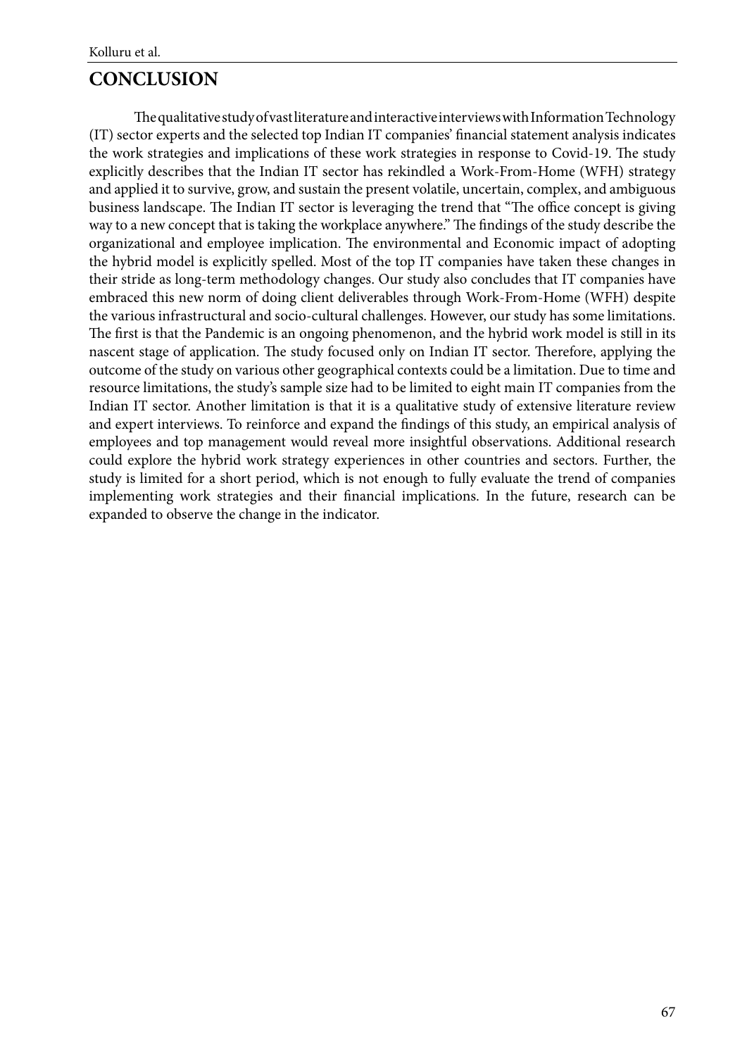## CONCLUSION

The qualitative study of vast literature and interactive interviews with Information Technology (IT) sector experts and the selected top Indian IT companies' financial statement analysis indicates the work strategies and implications of these work strategies in response to Covid-19. The study explicitly describes that the Indian IT sector has rekindled a Work-From-Home (WFH) strategy and applied it to survive, grow, and sustain the present volatile, uncertain, complex, and ambiguous business landscape. The Indian IT sector is leveraging the trend that "The office concept is giving way to a new concept that is taking the workplace anywhere." The findings of the study describe the organizational and employee implication. The environmental and Economic impact of adopting the hybrid model is explicitly spelled. Most of the top IT companies have taken these changes in their stride as long-term methodology changes. Our study also concludes that IT companies have embraced this new norm of doing client deliverables through Work-From-Home (WFH) despite the various infrastructural and socio-cultural challenges. However, our study has some limitations. The first is that the Pandemic is an ongoing phenomenon, and the hybrid work model is still in its nascent stage of application. The study focused only on Indian IT sector. Therefore, applying the outcome of the study on various other geographical contexts could be a limitation. Due to time and resource limitations, the study's sample size had to be limited to eight main IT companies from the Indian IT sector. Another limitation is that it is a qualitative study of extensive literature review and expert interviews. To reinforce and expand the findings of this study, an empirical analysis of employees and top management would reveal more insightful observations. Additional research could explore the hybrid work strategy experiences in other countries and sectors. Further, the study is limited for a short period, which is not enough to fully evaluate the trend of companies implementing work strategies and their financial implications. In the future, research can be expanded to observe the change in the indicator.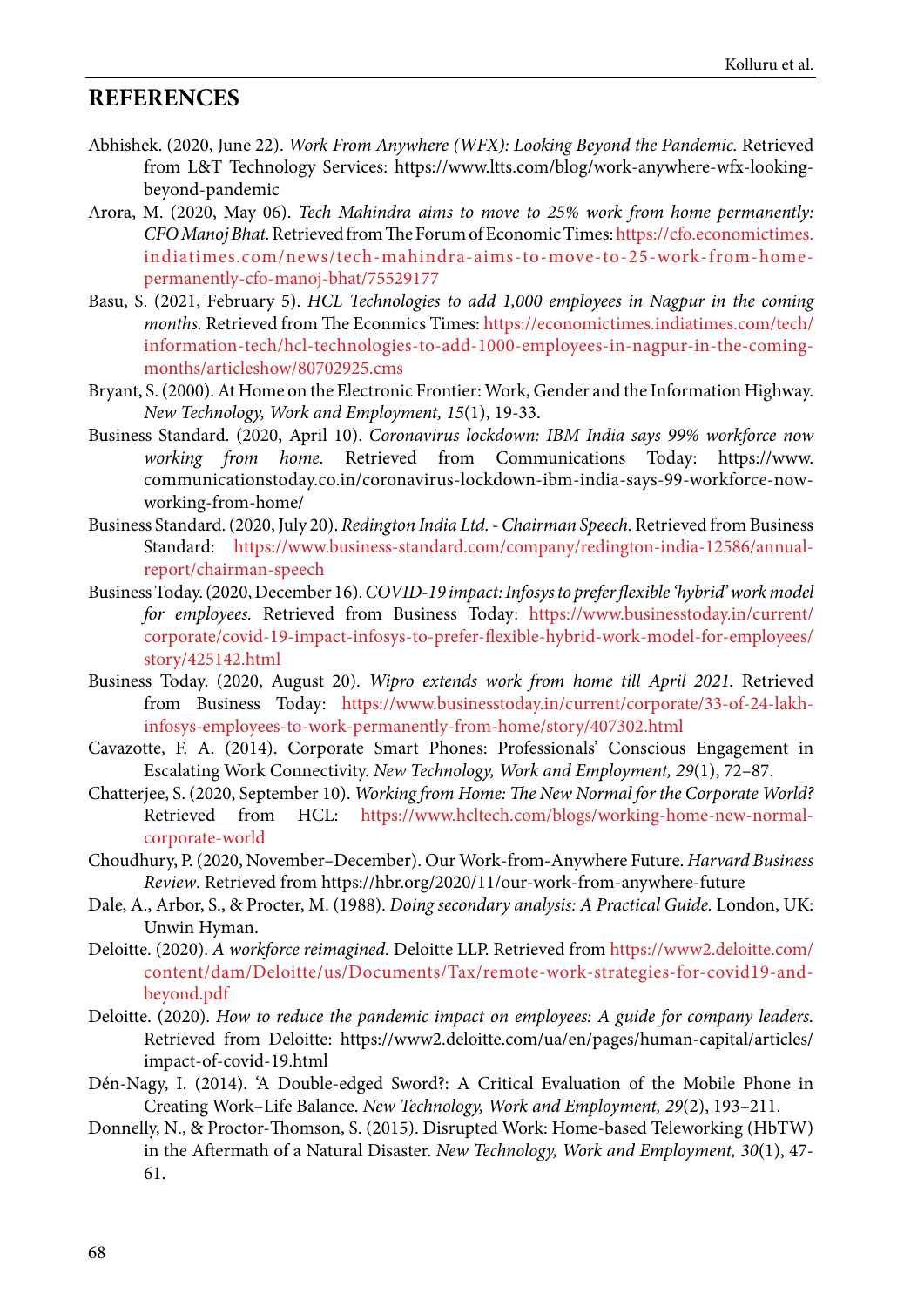## REFERENCES

Abhishek. (2020, June 22). *Work From Anywhere (WFX): Looking Beyond the Pandemic.* Retrieved from L&T Technology Services: https://www.ltts.com/blog/work-anywhere-wfx-looking-beyond-pandemic

Arora, M. (2020, May 06). *Tech Mahindra aims to move to 25% work from home permanently: CFO Manoj Bhat.* Retrieved from The Forum of Economic Times: https://cfo.economictimes.indiatimes.com/news/tech-mahindra-aims-to-move-to-25-work-from-home-permanently-cfo-manoj-bhat/75529177

Basu, S. (2021, February 5). *HCL Technologies to add 1,000 employees in Nagpur in the coming months.* Retrieved from The Econmics Times: https://economictimes.indiatimes.com/tech/information-tech/hcl-technologies-to-add-1000-employees-in-nagpur-in-the-coming-months/articleshow/80702925.cms

Bryant, S. (2000). At Home on the Electronic Frontier: Work, Gender and the Information Highway. *New Technology, Work and Employment, 15*(1), 19-33.

Business Standard. (2020, April 10). *Coronavirus lockdown: IBM India says 99% workforce now working from home.* Retrieved from Communications Today: https://www.communicationstoday.co.in/coronavirus-lockdown-ibm-india-says-99-workforce-now-working-from-home/

Business Standard. (2020, July 20). *Redington India Ltd. - Chairman Speech.* Retrieved from Business Standard: https://www.business-standard.com/company/redington-india-12586/annual-report/chairman-speech

Business Today. (2020, December 16). *COVID-19 impact: Infosys to prefer flexible 'hybrid' work model for employees.* Retrieved from Business Today: https://www.businesstoday.in/current/corporate/covid-19-impact-infosys-to-prefer-flexible-hybrid-work-model-for-employees/story/425142.html

Business Today. (2020, August 20). *Wipro extends work from home till April 2021.* Retrieved from Business Today: https://www.businesstoday.in/current/corporate/33-of-24-lakh-infosys-employees-to-work-permanently-from-home/story/407302.html

Cavazotte, F. A. (2014). Corporate Smart Phones: Professionals' Conscious Engagement in Escalating Work Connectivity. *New Technology, Work and Employment, 29*(1), 72–87.

Chatterjee, S. (2020, September 10). *Working from Home: The New Normal for the Corporate World?* Retrieved from HCL: https://www.hcltech.com/blogs/working-home-new-normal-corporate-world

Choudhury, P. (2020, November–December). Our Work-from-Anywhere Future. *Harvard Business Review*. Retrieved from https://hbr.org/2020/11/our-work-from-anywhere-future

Dale, A., Arbor, S., & Procter, M. (1988). *Doing secondary analysis: A Practical Guide.* London, UK: Unwin Hyman.

Deloitte. (2020). *A workforce reimagined.* Deloitte LLP. Retrieved from https://www2.deloitte.com/content/dam/Deloitte/us/Documents/Tax/remote-work-strategies-for-covid19-and-beyond.pdf

Deloitte. (2020). *How to reduce the pandemic impact on employees: A guide for company leaders.* Retrieved from Deloitte: https://www2.deloitte.com/ua/en/pages/human-capital/articles/impact-of-covid-19.html

Dén-Nagy, I. (2014). 'A Double-edged Sword?: A Critical Evaluation of the Mobile Phone in Creating Work–Life Balance. *New Technology, Work and Employment, 29*(2), 193–211.

Donnelly, N., & Proctor-Thomson, S. (2015). Disrupted Work: Home-based Teleworking (HbTW) in the Aftermath of a Natural Disaster. *New Technology, Work and Employment, 30*(1), 47-61.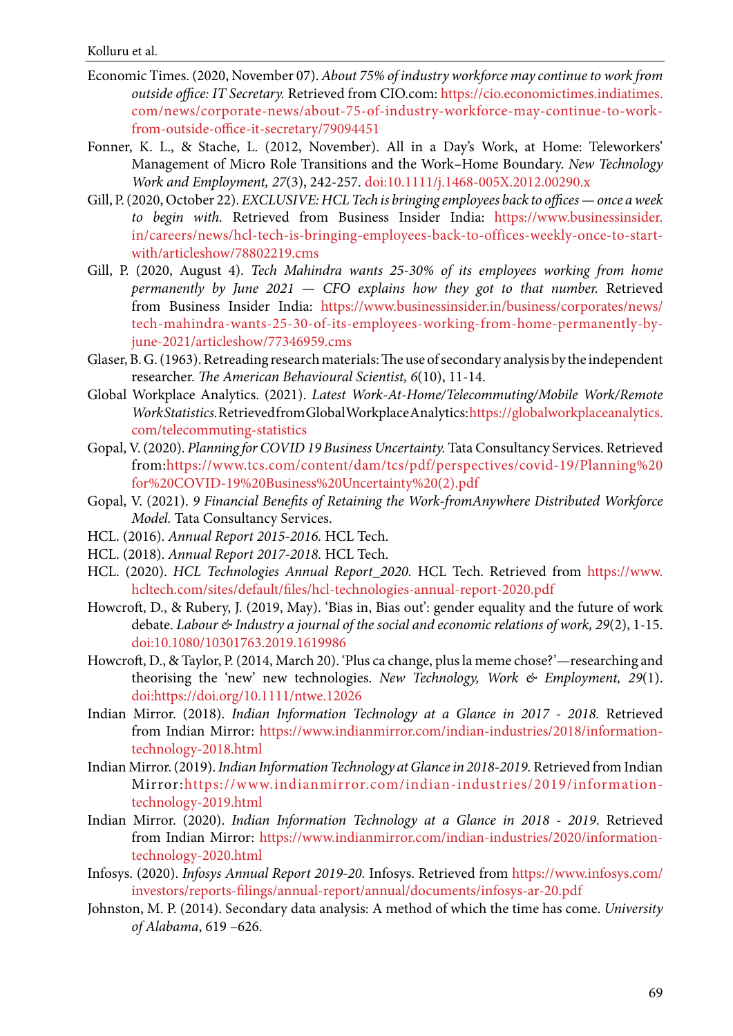Economic Times. (2020, November 07). *About 75% of industry workforce may continue to work from outside office: IT Secretary.* Retrieved from CIO.com: https://cio.economictimes.indiatimes.com/news/corporate-news/about-75-of-industry-workforce-may-continue-to-work-from-outside-office-it-secretary/79094451

Fonner, K. L., & Stache, L. (2012, November). All in a Day's Work, at Home: Teleworkers' Management of Micro Role Transitions and the Work–Home Boundary. *New Technology Work and Employment, 27*(3), 242-257. doi:10.1111/j.1468-005X.2012.00290.x

Gill, P. (2020, October 22). *EXCLUSIVE: HCL Tech is bringing employees back to offices — once a week to begin with.* Retrieved from Business Insider India: https://www.businessinsider.in/careers/news/hcl-tech-is-bringing-employees-back-to-offices-weekly-once-to-start-with/articleshow/78802219.cms

Gill, P. (2020, August 4). *Tech Mahindra wants 25-30% of its employees working from home permanently by June 2021 — CFO explains how they got to that number.* Retrieved from Business Insider India: https://www.businessinsider.in/business/corporates/news/tech-mahindra-wants-25-30-of-its-employees-working-from-home-permanently-by-june-2021/articleshow/77346959.cms

Glaser, B. G. (1963). Retreading research materials: The use of secondary analysis by the independent researcher. *The American Behavioural Scientist, 6*(10), 11-14.

Global Workplace Analytics. (2021). *Latest Work-At-Home/Telecommuting/Mobile Work/Remote Work Statistics.* Retrieved from Global Workplace Analytics: https://globalworkplaceanalytics.com/telecommuting-statistics

Gopal, V. (2020). *Planning for COVID 19 Business Uncertainty.* Tata Consultancy Services. Retrieved from: https://www.tcs.com/content/dam/tcs/pdf/perspectives/covid-19/Planning%20for%20COVID-19%20Business%20Uncertainty%20(2).pdf

Gopal, V. (2021). *9 Financial Benefits of Retaining the Work-fromAnywhere Distributed Workforce Model.* Tata Consultancy Services.

HCL. (2016). *Annual Report 2015-2016.* HCL Tech.

HCL. (2018). *Annual Report 2017-2018.* HCL Tech.

HCL. (2020). *HCL Technologies Annual Report_2020.* HCL Tech. Retrieved from https://www.hcltech.com/sites/default/files/hcl-technologies-annual-report-2020.pdf

Howcroft, D., & Rubery, J. (2019, May). 'Bias in, Bias out': gender equality and the future of work debate. *Labour & Industry a journal of the social and economic relations of work, 29*(2), 1-15. doi:10.1080/10301763.2019.1619986

Howcroft, D., & Taylor, P. (2014, March 20). 'Plus ca change, plus la meme chose?'—researching and theorising the 'new' new technologies. *New Technology, Work & Employment, 29*(1). doi:https://doi.org/10.1111/ntwe.12026

Indian Mirror. (2018). *Indian Information Technology at a Glance in 2017 - 2018.* Retrieved from Indian Mirror: https://www.indianmirror.com/indian-industries/2018/information-technology-2018.html

Indian Mirror. (2019). *Indian Information Technology at Glance in 2018-2019.* Retrieved from Indian Mirror: https://www.indianmirror.com/indian-industries/2019/information-technology-2019.html

Indian Mirror. (2020). *Indian Information Technology at a Glance in 2018 - 2019*. Retrieved from Indian Mirror: https://www.indianmirror.com/indian-industries/2020/information-technology-2020.html

Infosys. (2020). *Infosys Annual Report 2019-20.* Infosys. Retrieved from https://www.infosys.com/investors/reports-filings/annual-report/annual/documents/infosys-ar-20.pdf

Johnston, M. P. (2014). Secondary data analysis: A method of which the time has come. *University of Alabama*, 619 –626.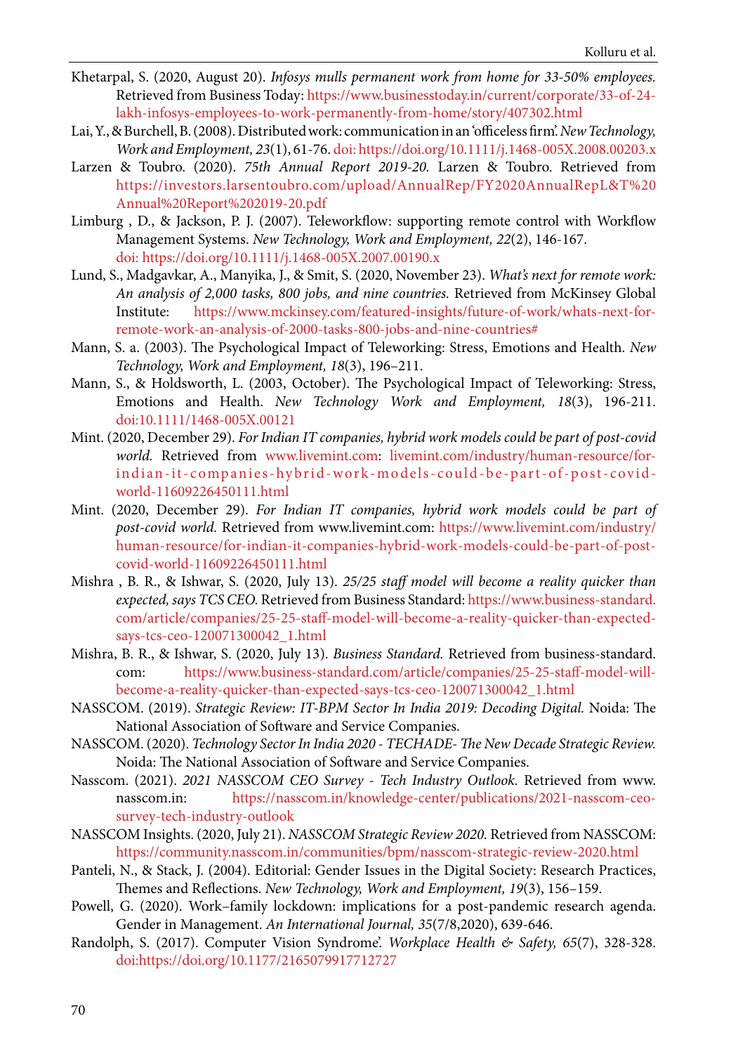Khetarpal, S. (2020, August 20). *Infosys mulls permanent work from home for 33-50% employees.* Retrieved from Business Today: https://www.businesstoday.in/current/corporate/33-of-24-lakh-infosys-employees-to-work-permanently-from-home/story/407302.html

Lai, Y., & Burchell, B. (2008). Distributed work: communication in an 'officeless firm'. *New Technology, Work and Employment, 23*(1), 61-76. doi: https://doi.org/10.1111/j.1468-005X.2008.00203.x

Larzen & Toubro. (2020). *75th Annual Report 2019-20.* Larzen & Toubro. Retrieved from https://investors.larsentoubro.com/upload/AnnualRep/FY2020AnnualRepL&T%20Annual%20Report%202019-20.pdf

Limburg , D., & Jackson, P. J. (2007). Teleworkflow: supporting remote control with Workflow Management Systems. *New Technology, Work and Employment, 22*(2), 146-167. doi: https://doi.org/10.1111/j.1468-005X.2007.00190.x

Lund, S., Madgavkar, A., Manyika, J., & Smit, S. (2020, November 23). *What's next for remote work: An analysis of 2,000 tasks, 800 jobs, and nine countries.* Retrieved from McKinsey Global Institute: https://www.mckinsey.com/featured-insights/future-of-work/whats-next-for-remote-work-an-analysis-of-2000-tasks-800-jobs-and-nine-countries#

Mann, S. a. (2003). The Psychological Impact of Teleworking: Stress, Emotions and Health. *New Technology, Work and Employment, 18*(3), 196–211.

Mann, S., & Holdsworth, L. (2003, October). The Psychological Impact of Teleworking: Stress, Emotions and Health. *New Technology Work and Employment, 18*(3), 196-211. doi:10.1111/1468-005X.00121

Mint. (2020, December 29). *For Indian IT companies, hybrid work models could be part of post-covid world.* Retrieved from www.livemint.com: livemint.com/industry/human-resource/for-indian-it-companies-hybrid-work-models-could-be-part-of-post-covid-world-11609226450111.html

Mint. (2020, December 29). *For Indian IT companies, hybrid work models could be part of post-covid world.* Retrieved from www.livemint.com: https://www.livemint.com/industry/human-resource/for-indian-it-companies-hybrid-work-models-could-be-part-of-post-covid-world-11609226450111.html

Mishra , B. R., & Ishwar, S. (2020, July 13). *25/25 staff model will become a reality quicker than expected, says TCS CEO.* Retrieved from Business Standard: https://www.business-standard.com/article/companies/25-25-staff-model-will-become-a-reality-quicker-than-expected-says-tcs-ceo-120071300042_1.html

Mishra, B. R., & Ishwar, S. (2020, July 13). *Business Standard.* Retrieved from business-standard.com: https://www.business-standard.com/article/companies/25-25-staff-model-will-become-a-reality-quicker-than-expected-says-tcs-ceo-120071300042_1.html

NASSCOM. (2019). *Strategic Review: IT-BPM Sector In India 2019: Decoding Digital.* Noida: The National Association of Software and Service Companies.

NASSCOM. (2020). *Technology Sector In India 2020 - TECHADE- The New Decade Strategic Review.* Noida: The National Association of Software and Service Companies.

Nasscom. (2021). *2021 NASSCOM CEO Survey - Tech Industry Outlook.* Retrieved from www.nasscom.in: https://nasscom.in/knowledge-center/publications/2021-nasscom-ceo-survey-tech-industry-outlook

NASSCOM Insights. (2020, July 21). *NASSCOM Strategic Review 2020.* Retrieved from NASSCOM: https://community.nasscom.in/communities/bpm/nasscom-strategic-review-2020.html

Panteli, N., & Stack, J. (2004). Editorial: Gender Issues in the Digital Society: Research Practices, Themes and Reflections. *New Technology, Work and Employment, 19*(3), 156–159.

Powell, G. (2020). Work–family lockdown: implications for a post-pandemic research agenda. Gender in Management. *An International Journal, 35*(7/8,2020), 639-646.

Randolph, S. (2017). Computer Vision Syndrome'. *Workplace Health & Safety, 65*(7), 328-328. doi:https://doi.org/10.1177/2165079917712727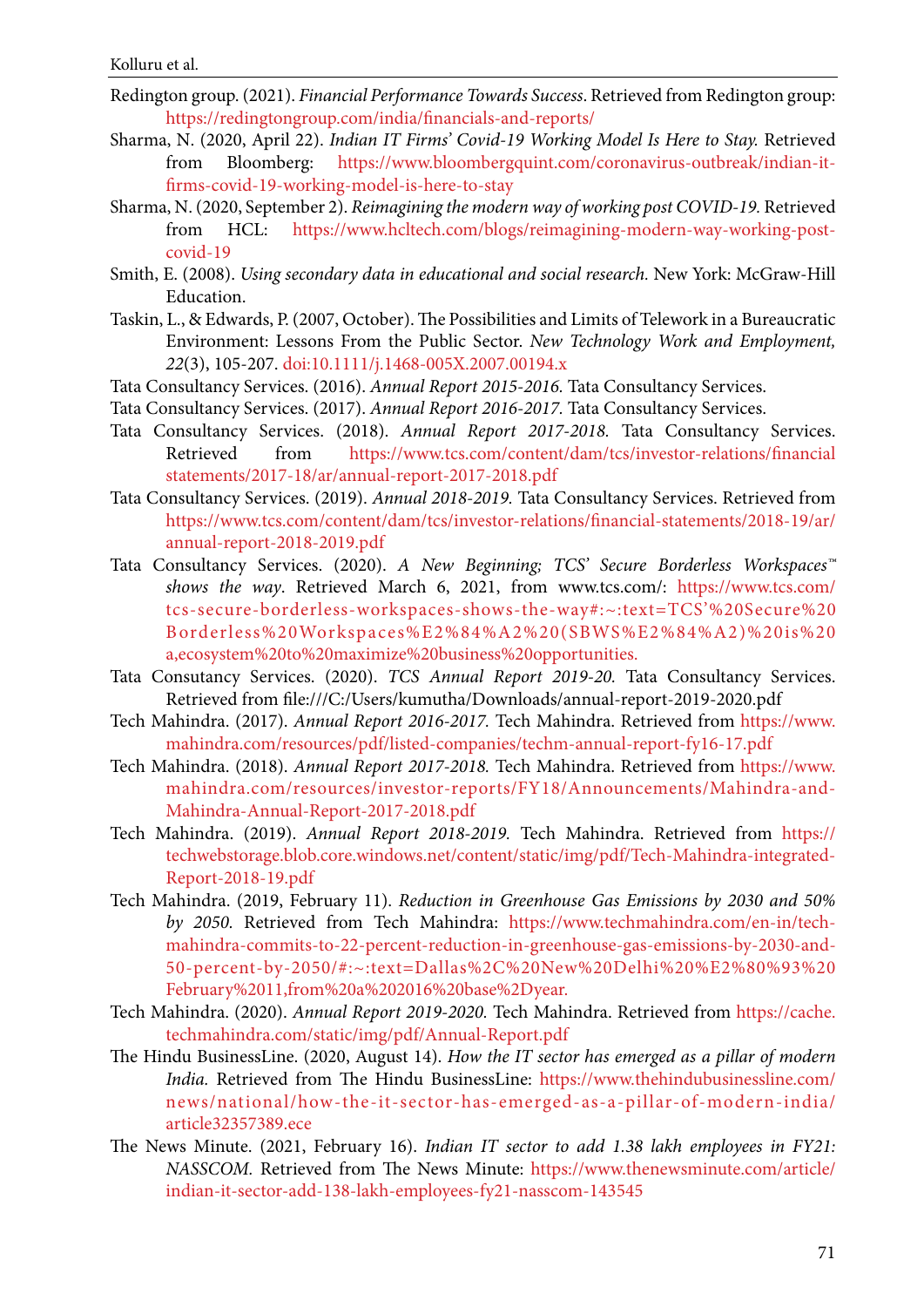Redington group. (2021). *Financial Performance Towards Success*. Retrieved from Redington group: https://redingtongroup.com/india/financials-and-reports/

Sharma, N. (2020, April 22). *Indian IT Firms' Covid-19 Working Model Is Here to Stay.* Retrieved from Bloomberg: https://www.bloombergquint.com/coronavirus-outbreak/indian-it-firms-covid-19-working-model-is-here-to-stay

Sharma, N. (2020, September 2). *Reimagining the modern way of working post COVID-19.* Retrieved from HCL: https://www.hcltech.com/blogs/reimagining-modern-way-working-post-covid-19

Smith, E. (2008). *Using secondary data in educational and social research.* New York: McGraw-Hill Education.

Taskin, L., & Edwards, P. (2007, October). The Possibilities and Limits of Telework in a Bureaucratic Environment: Lessons From the Public Sector. *New Technology Work and Employment, 22*(3), 105-207. doi:10.1111/j.1468-005X.2007.00194.x

Tata Consultancy Services. (2016). *Annual Report 2015-2016.* Tata Consultancy Services.

Tata Consultancy Services. (2017). *Annual Report 2016-2017.* Tata Consultancy Services.

Tata Consultancy Services. (2018). *Annual Report 2017-2018.* Tata Consultancy Services. Retrieved from https://www.tcs.com/content/dam/tcs/investor-relations/financial statements/2017-18/ar/annual-report-2017-2018.pdf

Tata Consultancy Services. (2019). *Annual 2018-2019.* Tata Consultancy Services. Retrieved from https://www.tcs.com/content/dam/tcs/investor-relations/financial-statements/2018-19/ar/annual-report-2018-2019.pdf

Tata Consultancy Services. (2020). *A New Beginning; TCS' Secure Borderless Workspaces™ shows the way*. Retrieved March 6, 2021, from www.tcs.com/: https://www.tcs.com/tcs-secure-borderless-workspaces-shows-the-way#:~:text=TCS'%20Secure%20Borderless%20Workspaces%E2%84%A2%20(SBWS%E2%84%A2)%20is%20a,ecosystem%20to%20maximize%20business%20opportunities.

Tata Consutancy Services. (2020). *TCS Annual Report 2019-20.* Tata Consultancy Services. Retrieved from file:///C:/Users/kumutha/Downloads/annual-report-2019-2020.pdf

Tech Mahindra. (2017). *Annual Report 2016-2017.* Tech Mahindra. Retrieved from https://www.mahindra.com/resources/pdf/listed-companies/techm-annual-report-fy16-17.pdf

Tech Mahindra. (2018). *Annual Report 2017-2018.* Tech Mahindra. Retrieved from https://www.mahindra.com/resources/investor-reports/FY18/Announcements/Mahindra-and-Mahindra-Annual-Report-2017-2018.pdf

Tech Mahindra. (2019). *Annual Report 2018-2019.* Tech Mahindra. Retrieved from https://techwebstorage.blob.core.windows.net/content/static/img/pdf/Tech-Mahindra-integrated-Report-2018-19.pdf

Tech Mahindra. (2019, February 11). *Reduction in Greenhouse Gas Emissions by 2030 and 50% by 2050.* Retrieved from Tech Mahindra: https://www.techmahindra.com/en-in/tech-mahindra-commits-to-22-percent-reduction-in-greenhouse-gas-emissions-by-2030-and-50-percent-by-2050/#:~:text=Dallas%2C%20New%20Delhi%20%E2%80%93%20February%2011,from%20a%202016%20base%2Dyear.

Tech Mahindra. (2020). *Annual Report 2019-2020.* Tech Mahindra. Retrieved from https://cache.techmahindra.com/static/img/pdf/Annual-Report.pdf

The Hindu BusinessLine. (2020, August 14). *How the IT sector has emerged as a pillar of modern India.* Retrieved from The Hindu BusinessLine: https://www.thehindubusinessline.com/news/national/how-the-it-sector-has-emerged-as-a-pillar-of-modern-india/article32357389.ece

The News Minute. (2021, February 16). *Indian IT sector to add 1.38 lakh employees in FY21: NASSCOM.* Retrieved from The News Minute: https://www.thenewsminute.com/article/indian-it-sector-add-138-lakh-employees-fy21-nasscom-143545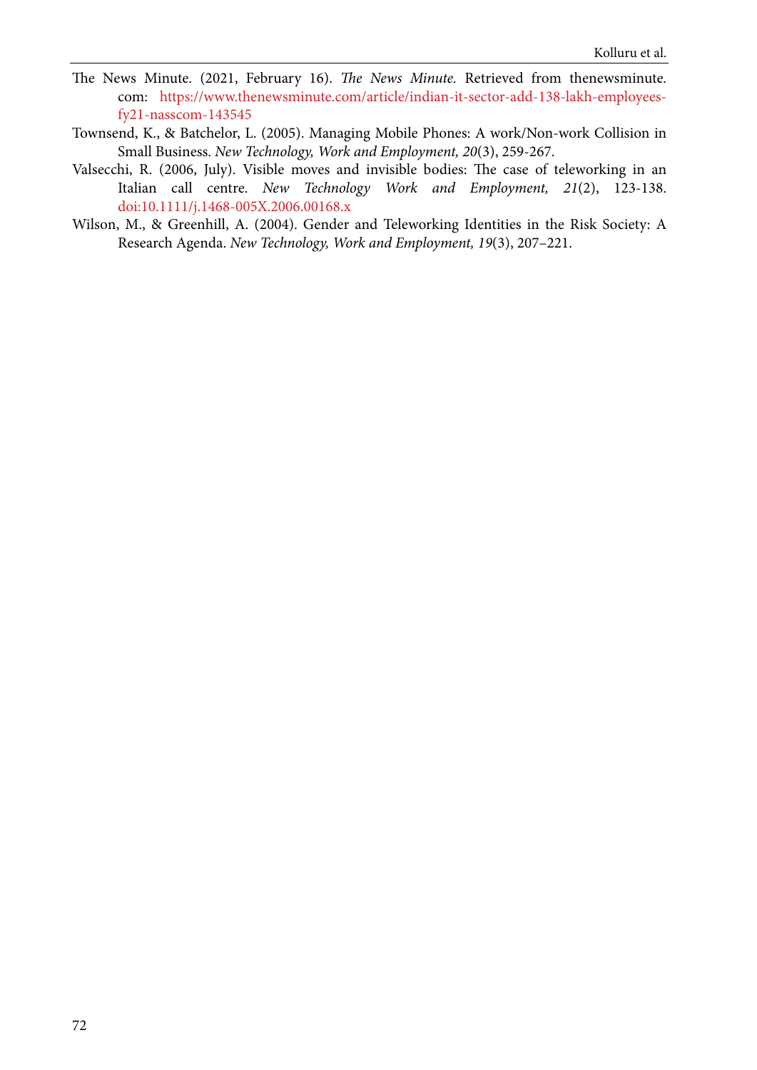The News Minute. (2021, February 16). *The News Minute.* Retrieved from thenewsminute.com: https://www.thenewsminute.com/article/indian-it-sector-add-138-lakh-employees-fy21-nasscom-143545

Townsend, K., & Batchelor, L. (2005). Managing Mobile Phones: A work/Non-work Collision in Small Business. *New Technology, Work and Employment, 20*(3), 259-267.

Valsecchi, R. (2006, July). Visible moves and invisible bodies: The case of teleworking in an Italian call centre. *New Technology Work and Employment, 21*(2), 123-138. doi:10.1111/j.1468-005X.2006.00168.x

Wilson, M., & Greenhill, A. (2004). Gender and Teleworking Identities in the Risk Society: A Research Agenda. *New Technology, Work and Employment, 19*(3), 207–221.